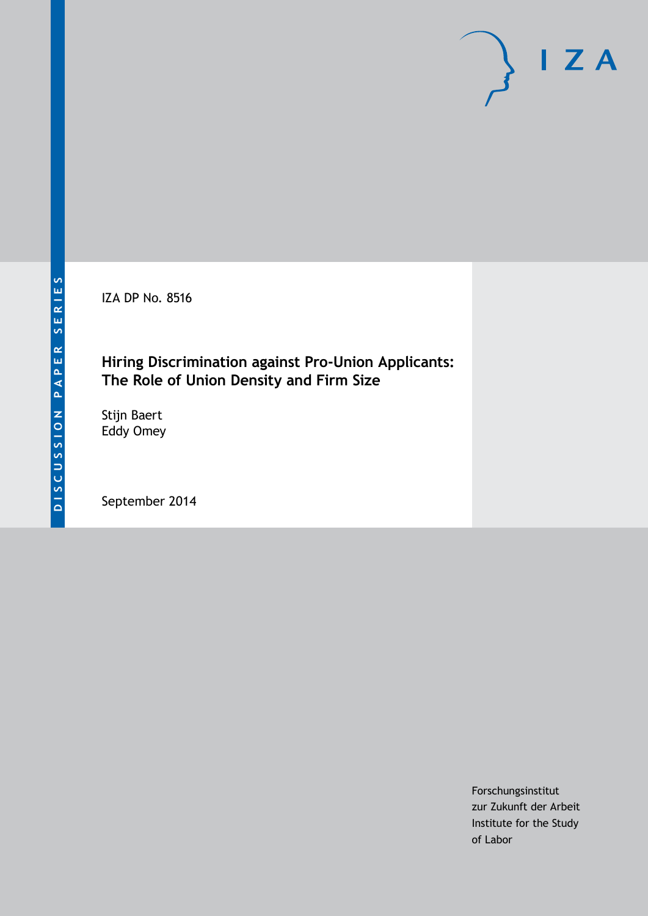DISCUSSION PAPER SERIES

IZA

IZA DP No. 8516

# Hiring Discrimination against Pro-Union Applicants: The Role of Union Density and Firm Size

Stijn Baert
Eddy Omey

September 2014

Forschungsinstitut
zur Zukunft der Arbeit
Institute for the Study
of Labor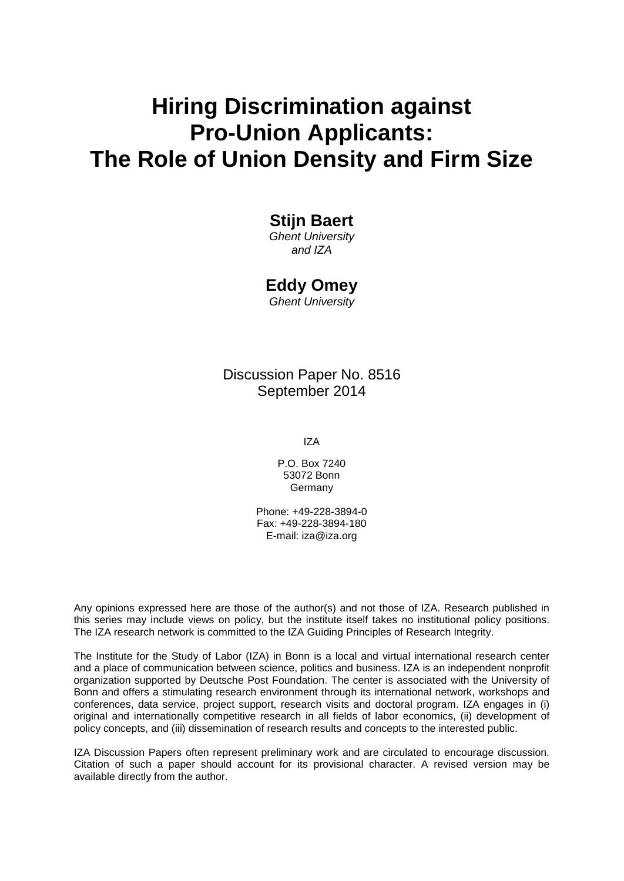# Hiring Discrimination against Pro-Union Applicants: The Role of Union Density and Firm Size

**Stijn Baert**
*Ghent University and IZA*

**Eddy Omey**
*Ghent University*

Discussion Paper No. 8516
September 2014

IZA

P.O. Box 7240
53072 Bonn
Germany

Phone: +49-228-3894-0
Fax: +49-228-3894-180
E-mail: iza@iza.org

Any opinions expressed here are those of the author(s) and not those of IZA. Research published in this series may include views on policy, but the institute itself takes no institutional policy positions. The IZA research network is committed to the IZA Guiding Principles of Research Integrity.

The Institute for the Study of Labor (IZA) in Bonn is a local and virtual international research center and a place of communication between science, politics and business. IZA is an independent nonprofit organization supported by Deutsche Post Foundation. The center is associated with the University of Bonn and offers a stimulating research environment through its international network, workshops and conferences, data service, project support, research visits and doctoral program. IZA engages in (i) original and internationally competitive research in all fields of labor economics, (ii) development of policy concepts, and (iii) dissemination of research results and concepts to the interested public.

IZA Discussion Papers often represent preliminary work and are circulated to encourage discussion. Citation of such a paper should account for its provisional character. A revised version may be available directly from the author.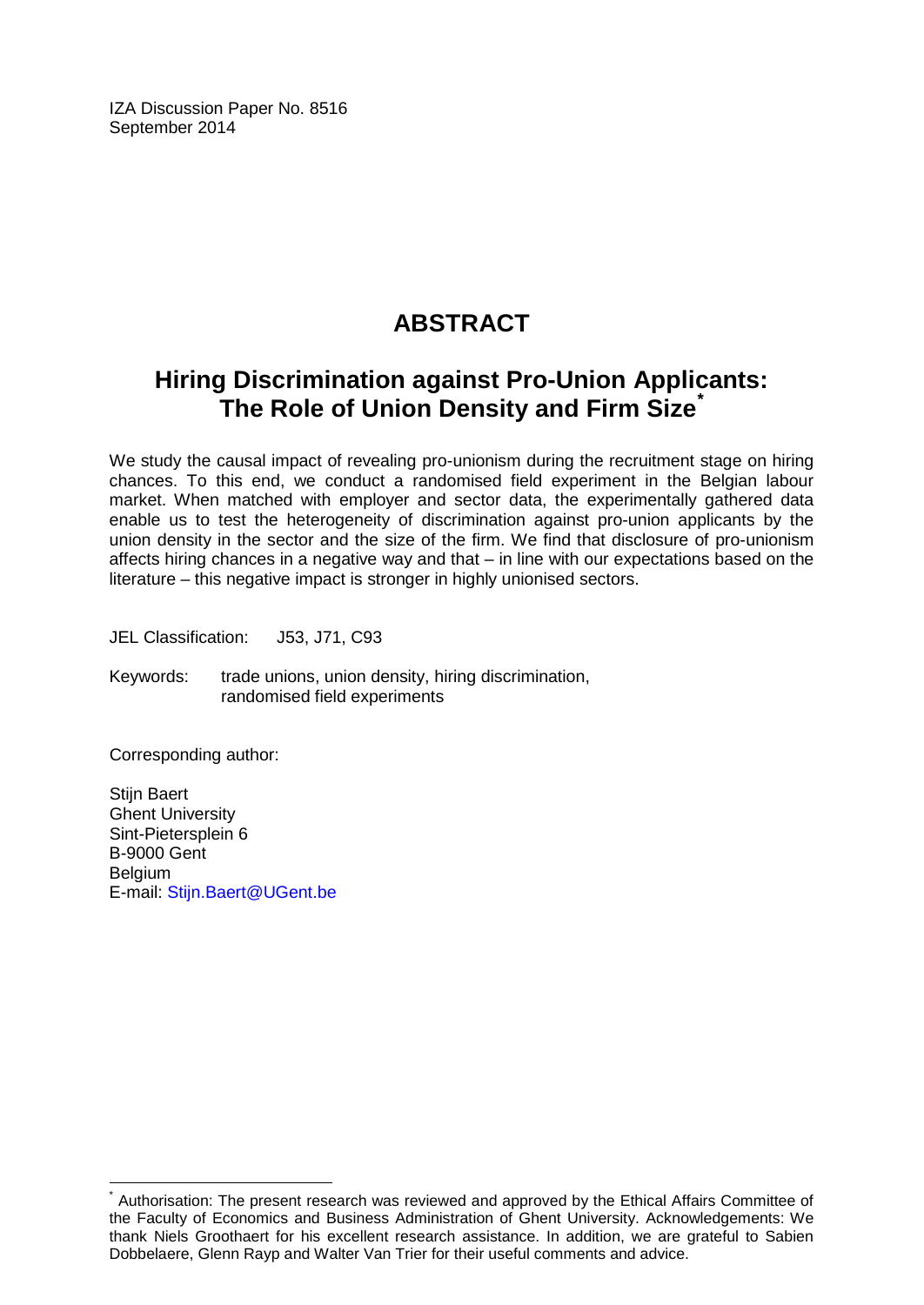IZA Discussion Paper No. 8516
September 2014

# ABSTRACT

## Hiring Discrimination against Pro-Union Applicants: The Role of Union Density and Firm Size*

We study the causal impact of revealing pro-unionism during the recruitment stage on hiring chances. To this end, we conduct a randomised field experiment in the Belgian labour market. When matched with employer and sector data, the experimentally gathered data enable us to test the heterogeneity of discrimination against pro-union applicants by the union density in the sector and the size of the firm. We find that disclosure of pro-unionism affects hiring chances in a negative way and that – in line with our expectations based on the literature – this negative impact is stronger in highly unionised sectors.

JEL Classification: J53, J71, C93

Keywords: trade unions, union density, hiring discrimination, randomised field experiments

Corresponding author:

Stijn Baert
Ghent University
Sint-Pietersplein 6
B-9000 Gent
Belgium
E-mail: Stijn.Baert@UGent.be

* Authorisation: The present research was reviewed and approved by the Ethical Affairs Committee of the Faculty of Economics and Business Administration of Ghent University. Acknowledgements: We thank Niels Groothaert for his excellent research assistance. In addition, we are grateful to Sabien Dobbelaere, Glenn Rayp and Walter Van Trier for their useful comments and advice.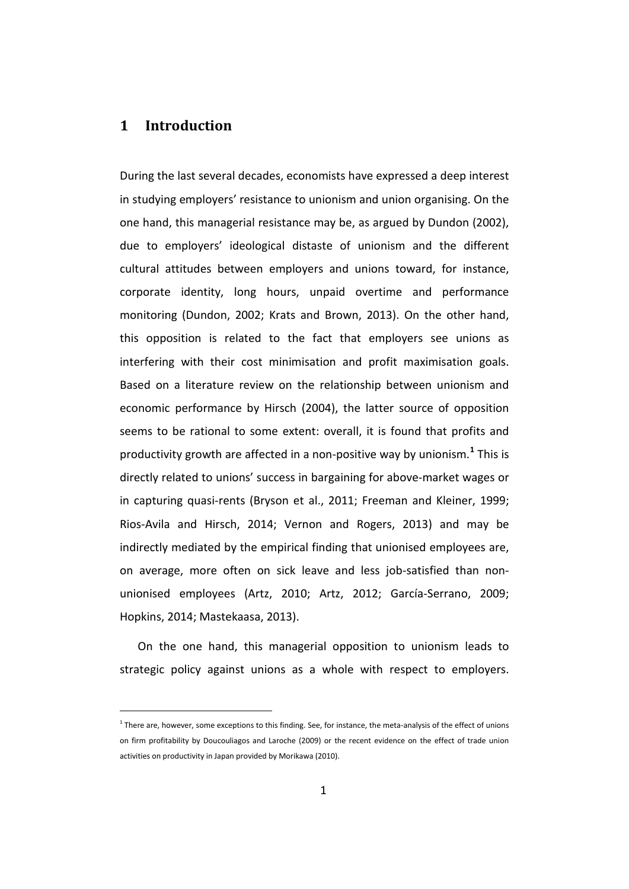# 1 Introduction

During the last several decades, economists have expressed a deep interest in studying employers' resistance to unionism and union organising. On the one hand, this managerial resistance may be, as argued by Dundon (2002), due to employers' ideological distaste of unionism and the different cultural attitudes between employers and unions toward, for instance, corporate identity, long hours, unpaid overtime and performance monitoring (Dundon, 2002; Krats and Brown, 2013). On the other hand, this opposition is related to the fact that employers see unions as interfering with their cost minimisation and profit maximisation goals. Based on a literature review on the relationship between unionism and economic performance by Hirsch (2004), the latter source of opposition seems to be rational to some extent: overall, it is found that profits and productivity growth are affected in a non-positive way by unionism.[1] This is directly related to unions' success in bargaining for above-market wages or in capturing quasi-rents (Bryson et al., 2011; Freeman and Kleiner, 1999; Rios-Avila and Hirsch, 2014; Vernon and Rogers, 2013) and may be indirectly mediated by the empirical finding that unionised employees are, on average, more often on sick leave and less job-satisfied than non-unionised employees (Artz, 2010; Artz, 2012; García-Serrano, 2009; Hopkins, 2014; Mastekaasa, 2013).

On the one hand, this managerial opposition to unionism leads to strategic policy against unions as a whole with respect to employers.

[1] There are, however, some exceptions to this finding. See, for instance, the meta-analysis of the effect of unions on firm profitability by Doucouliagos and Laroche (2009) or the recent evidence on the effect of trade union activities on productivity in Japan provided by Morikawa (2010).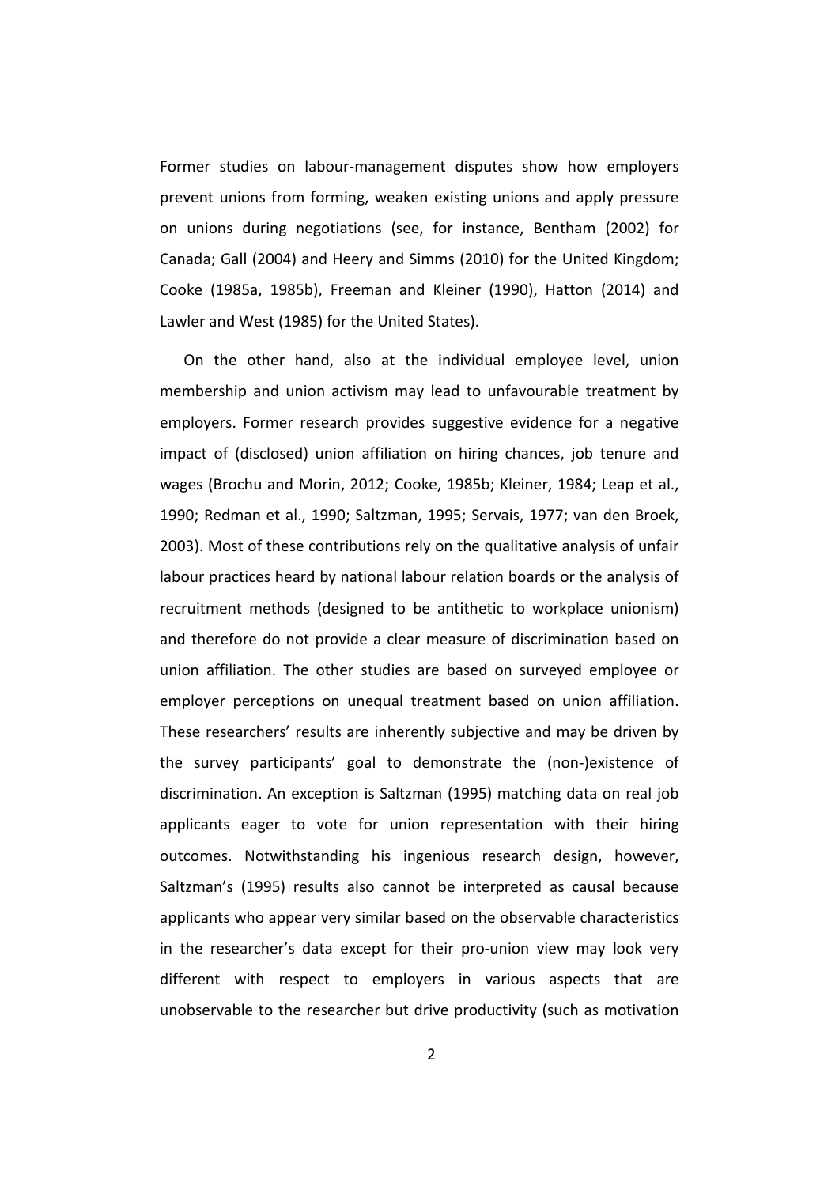Former studies on labour-management disputes show how employers prevent unions from forming, weaken existing unions and apply pressure on unions during negotiations (see, for instance, Bentham (2002) for Canada; Gall (2004) and Heery and Simms (2010) for the United Kingdom; Cooke (1985a, 1985b), Freeman and Kleiner (1990), Hatton (2014) and Lawler and West (1985) for the United States).

On the other hand, also at the individual employee level, union membership and union activism may lead to unfavourable treatment by employers. Former research provides suggestive evidence for a negative impact of (disclosed) union affiliation on hiring chances, job tenure and wages (Brochu and Morin, 2012; Cooke, 1985b; Kleiner, 1984; Leap et al., 1990; Redman et al., 1990; Saltzman, 1995; Servais, 1977; van den Broek, 2003). Most of these contributions rely on the qualitative analysis of unfair labour practices heard by national labour relation boards or the analysis of recruitment methods (designed to be antithetic to workplace unionism) and therefore do not provide a clear measure of discrimination based on union affiliation. The other studies are based on surveyed employee or employer perceptions on unequal treatment based on union affiliation. These researchers' results are inherently subjective and may be driven by the survey participants' goal to demonstrate the (non-)existence of discrimination. An exception is Saltzman (1995) matching data on real job applicants eager to vote for union representation with their hiring outcomes. Notwithstanding his ingenious research design, however, Saltzman's (1995) results also cannot be interpreted as causal because applicants who appear very similar based on the observable characteristics in the researcher's data except for their pro-union view may look very different with respect to employers in various aspects that are unobservable to the researcher but drive productivity (such as motivation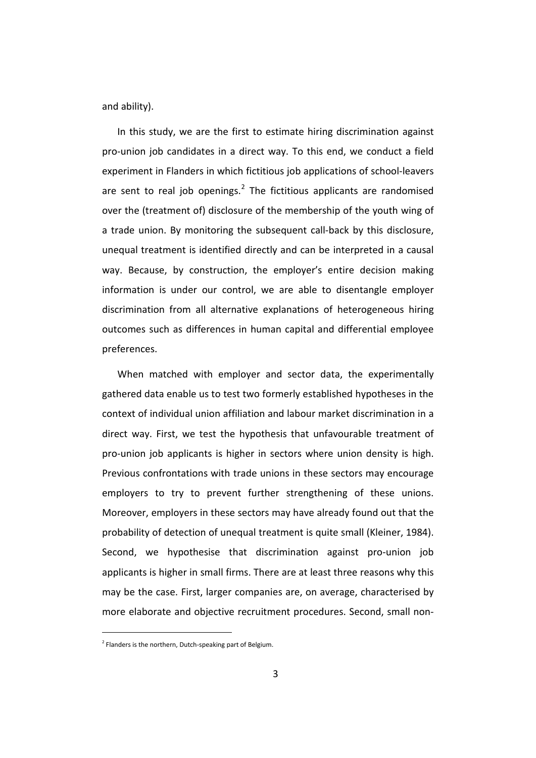and ability).

In this study, we are the first to estimate hiring discrimination against pro-union job candidates in a direct way. To this end, we conduct a field experiment in Flanders in which fictitious job applications of school-leavers are sent to real job openings.[2] The fictitious applicants are randomised over the (treatment of) disclosure of the membership of the youth wing of a trade union. By monitoring the subsequent call-back by this disclosure, unequal treatment is identified directly and can be interpreted in a causal way. Because, by construction, the employer's entire decision making information is under our control, we are able to disentangle employer discrimination from all alternative explanations of heterogeneous hiring outcomes such as differences in human capital and differential employee preferences.

When matched with employer and sector data, the experimentally gathered data enable us to test two formerly established hypotheses in the context of individual union affiliation and labour market discrimination in a direct way. First, we test the hypothesis that unfavourable treatment of pro-union job applicants is higher in sectors where union density is high. Previous confrontations with trade unions in these sectors may encourage employers to try to prevent further strengthening of these unions. Moreover, employers in these sectors may have already found out that the probability of detection of unequal treatment is quite small (Kleiner, 1984). Second, we hypothesise that discrimination against pro-union job applicants is higher in small firms. There are at least three reasons why this may be the case. First, larger companies are, on average, characterised by more elaborate and objective recruitment procedures. Second, small non-

[2] Flanders is the northern, Dutch-speaking part of Belgium.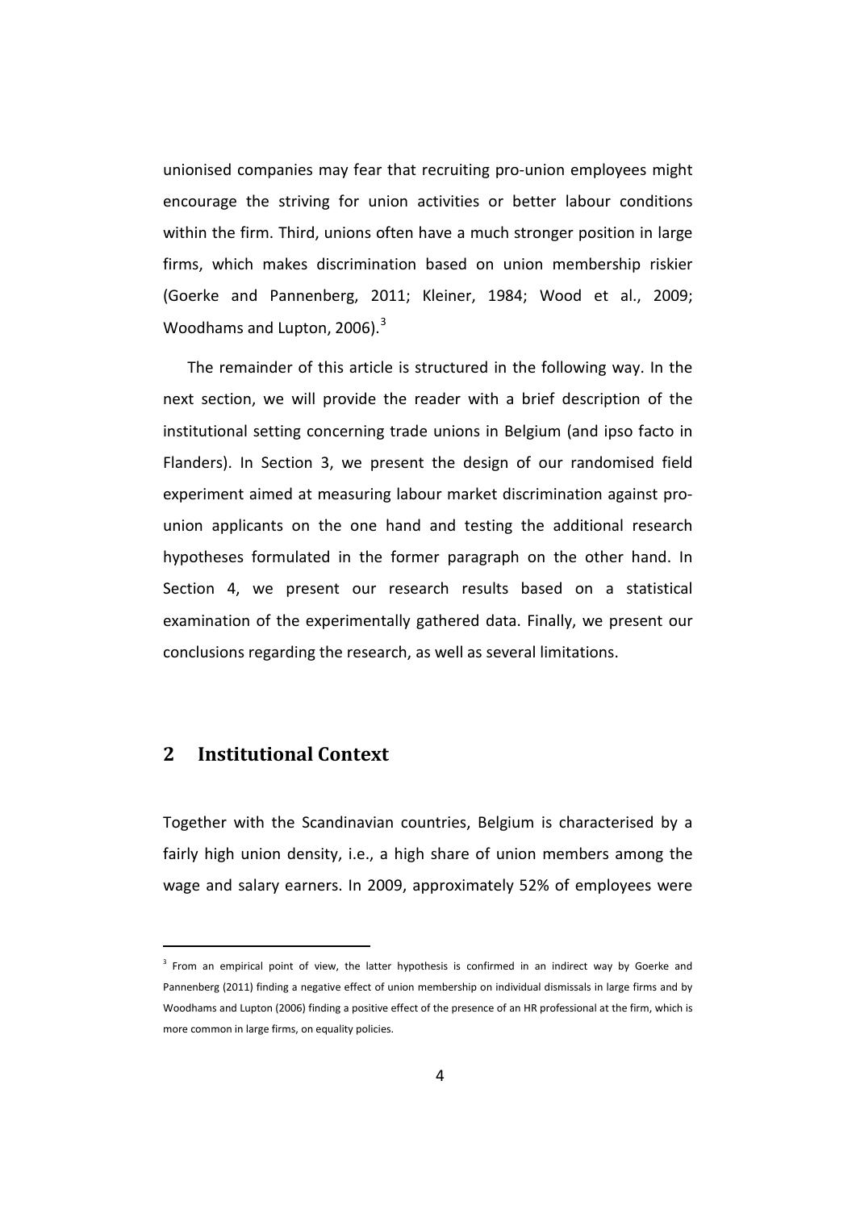unionised companies may fear that recruiting pro-union employees might encourage the striving for union activities or better labour conditions within the firm. Third, unions often have a much stronger position in large firms, which makes discrimination based on union membership riskier (Goerke and Pannenberg, 2011; Kleiner, 1984; Wood et al., 2009; Woodhams and Lupton, 2006).[3]

The remainder of this article is structured in the following way. In the next section, we will provide the reader with a brief description of the institutional setting concerning trade unions in Belgium (and ipso facto in Flanders). In Section 3, we present the design of our randomised field experiment aimed at measuring labour market discrimination against pro-union applicants on the one hand and testing the additional research hypotheses formulated in the former paragraph on the other hand. In Section 4, we present our research results based on a statistical examination of the experimentally gathered data. Finally, we present our conclusions regarding the research, as well as several limitations.

## 2 Institutional Context

Together with the Scandinavian countries, Belgium is characterised by a fairly high union density, i.e., a high share of union members among the wage and salary earners. In 2009, approximately 52% of employees were

[3] From an empirical point of view, the latter hypothesis is confirmed in an indirect way by Goerke and Pannenberg (2011) finding a negative effect of union membership on individual dismissals in large firms and by Woodhams and Lupton (2006) finding a positive effect of the presence of an HR professional at the firm, which is more common in large firms, on equality policies.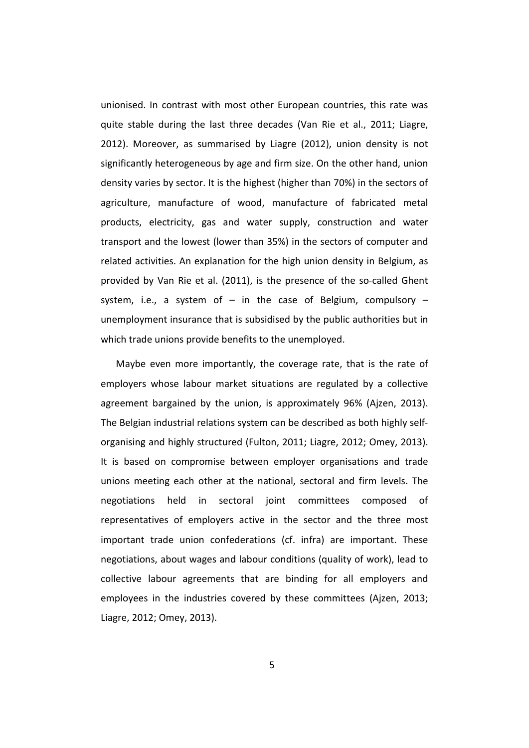unionised. In contrast with most other European countries, this rate was quite stable during the last three decades (Van Rie et al., 2011; Liagre, 2012). Moreover, as summarised by Liagre (2012), union density is not significantly heterogeneous by age and firm size. On the other hand, union density varies by sector. It is the highest (higher than 70%) in the sectors of agriculture, manufacture of wood, manufacture of fabricated metal products, electricity, gas and water supply, construction and water transport and the lowest (lower than 35%) in the sectors of computer and related activities. An explanation for the high union density in Belgium, as provided by Van Rie et al. (2011), is the presence of the so-called Ghent system, i.e., a system of – in the case of Belgium, compulsory – unemployment insurance that is subsidised by the public authorities but in which trade unions provide benefits to the unemployed.

Maybe even more importantly, the coverage rate, that is the rate of employers whose labour market situations are regulated by a collective agreement bargained by the union, is approximately 96% (Ajzen, 2013). The Belgian industrial relations system can be described as both highly self-organising and highly structured (Fulton, 2011; Liagre, 2012; Omey, 2013). It is based on compromise between employer organisations and trade unions meeting each other at the national, sectoral and firm levels. The negotiations held in sectoral joint committees composed of representatives of employers active in the sector and the three most important trade union confederations (cf. infra) are important. These negotiations, about wages and labour conditions (quality of work), lead to collective labour agreements that are binding for all employers and employees in the industries covered by these committees (Ajzen, 2013; Liagre, 2012; Omey, 2013).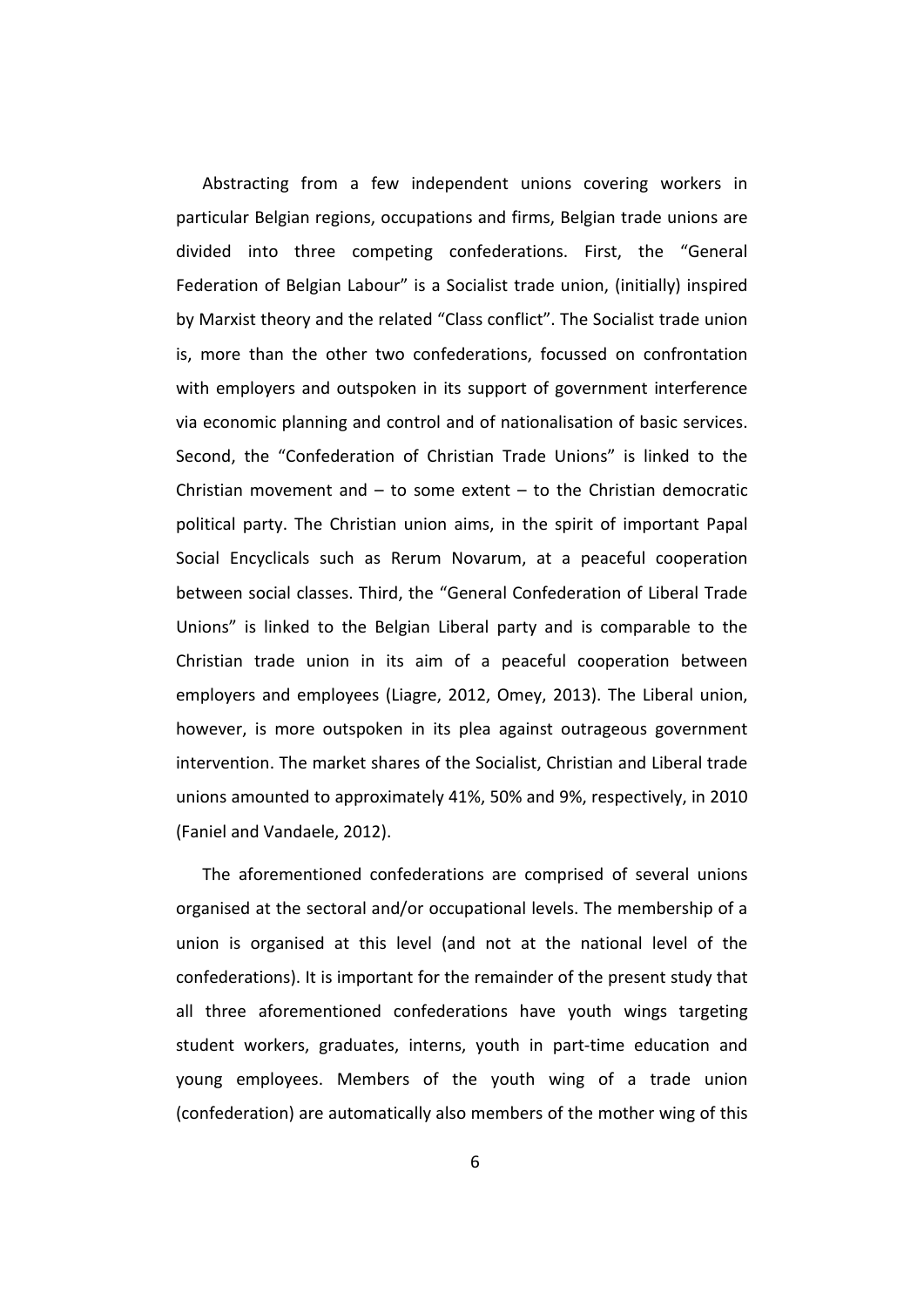Abstracting from a few independent unions covering workers in particular Belgian regions, occupations and firms, Belgian trade unions are divided into three competing confederations. First, the "General Federation of Belgian Labour" is a Socialist trade union, (initially) inspired by Marxist theory and the related "Class conflict". The Socialist trade union is, more than the other two confederations, focussed on confrontation with employers and outspoken in its support of government interference via economic planning and control and of nationalisation of basic services. Second, the "Confederation of Christian Trade Unions" is linked to the Christian movement and – to some extent – to the Christian democratic political party. The Christian union aims, in the spirit of important Papal Social Encyclicals such as Rerum Novarum, at a peaceful cooperation between social classes. Third, the "General Confederation of Liberal Trade Unions" is linked to the Belgian Liberal party and is comparable to the Christian trade union in its aim of a peaceful cooperation between employers and employees (Liagre, 2012, Omey, 2013). The Liberal union, however, is more outspoken in its plea against outrageous government intervention. The market shares of the Socialist, Christian and Liberal trade unions amounted to approximately 41%, 50% and 9%, respectively, in 2010 (Faniel and Vandaele, 2012).

The aforementioned confederations are comprised of several unions organised at the sectoral and/or occupational levels. The membership of a union is organised at this level (and not at the national level of the confederations). It is important for the remainder of the present study that all three aforementioned confederations have youth wings targeting student workers, graduates, interns, youth in part-time education and young employees. Members of the youth wing of a trade union (confederation) are automatically also members of the mother wing of this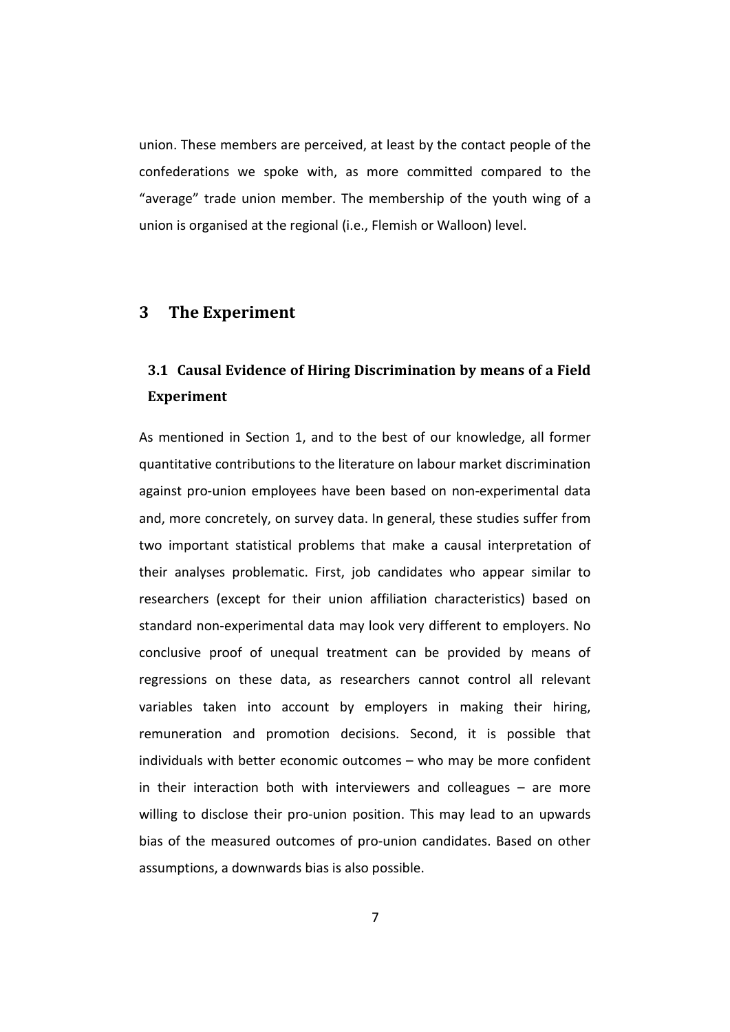union. These members are perceived, at least by the contact people of the confederations we spoke with, as more committed compared to the "average" trade union member. The membership of the youth wing of a union is organised at the regional (i.e., Flemish or Walloon) level.

# 3 The Experiment

## 3.1 Causal Evidence of Hiring Discrimination by means of a Field Experiment

As mentioned in Section 1, and to the best of our knowledge, all former quantitative contributions to the literature on labour market discrimination against pro-union employees have been based on non-experimental data and, more concretely, on survey data. In general, these studies suffer from two important statistical problems that make a causal interpretation of their analyses problematic. First, job candidates who appear similar to researchers (except for their union affiliation characteristics) based on standard non-experimental data may look very different to employers. No conclusive proof of unequal treatment can be provided by means of regressions on these data, as researchers cannot control all relevant variables taken into account by employers in making their hiring, remuneration and promotion decisions. Second, it is possible that individuals with better economic outcomes – who may be more confident in their interaction both with interviewers and colleagues – are more willing to disclose their pro-union position. This may lead to an upwards bias of the measured outcomes of pro-union candidates. Based on other assumptions, a downwards bias is also possible.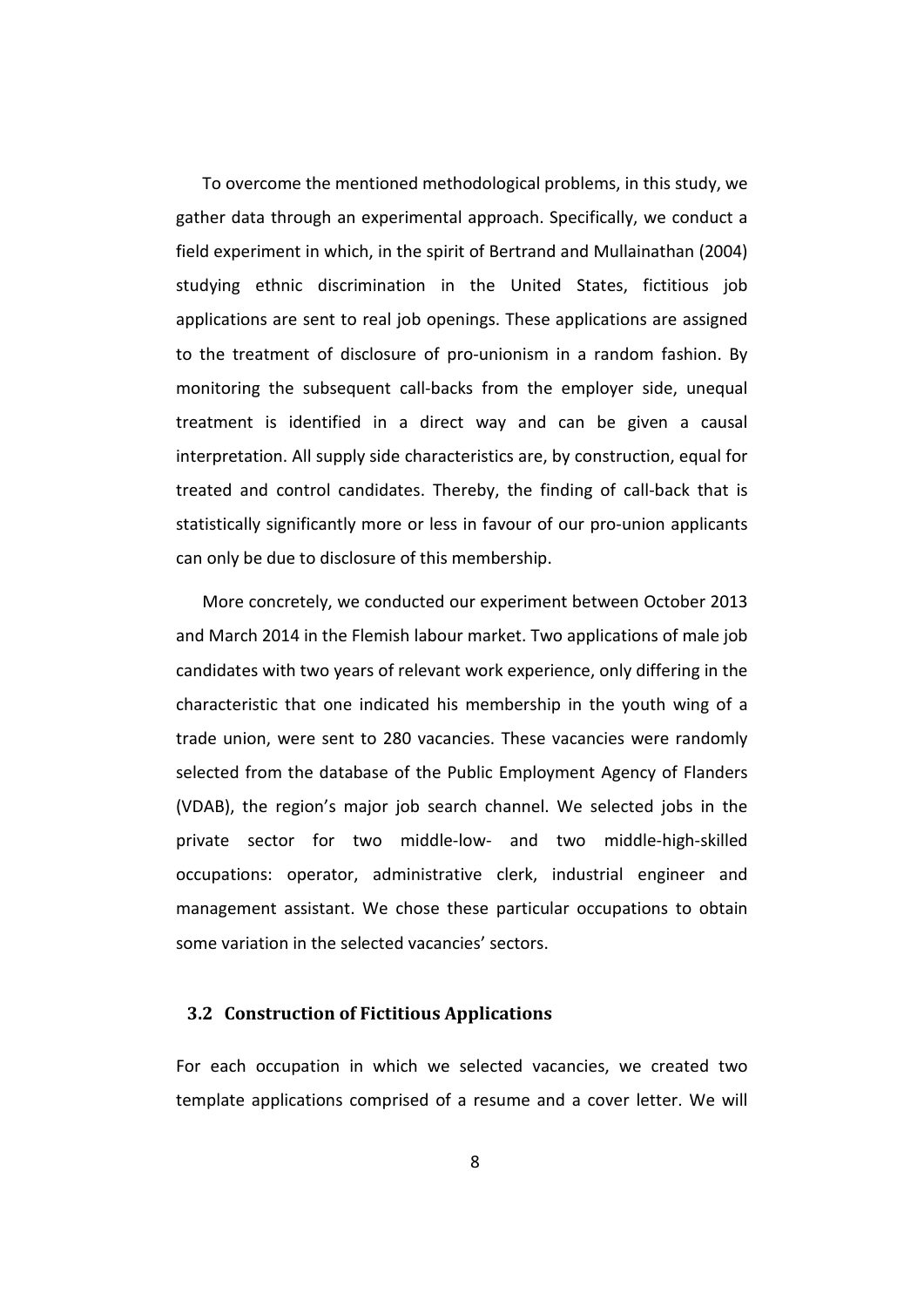To overcome the mentioned methodological problems, in this study, we gather data through an experimental approach. Specifically, we conduct a field experiment in which, in the spirit of Bertrand and Mullainathan (2004) studying ethnic discrimination in the United States, fictitious job applications are sent to real job openings. These applications are assigned to the treatment of disclosure of pro-unionism in a random fashion. By monitoring the subsequent call-backs from the employer side, unequal treatment is identified in a direct way and can be given a causal interpretation. All supply side characteristics are, by construction, equal for treated and control candidates. Thereby, the finding of call-back that is statistically significantly more or less in favour of our pro-union applicants can only be due to disclosure of this membership.

More concretely, we conducted our experiment between October 2013 and March 2014 in the Flemish labour market. Two applications of male job candidates with two years of relevant work experience, only differing in the characteristic that one indicated his membership in the youth wing of a trade union, were sent to 280 vacancies. These vacancies were randomly selected from the database of the Public Employment Agency of Flanders (VDAB), the region's major job search channel. We selected jobs in the private sector for two middle-low- and two middle-high-skilled occupations: operator, administrative clerk, industrial engineer and management assistant. We chose these particular occupations to obtain some variation in the selected vacancies' sectors.

### 3.2 Construction of Fictitious Applications

For each occupation in which we selected vacancies, we created two template applications comprised of a resume and a cover letter. We will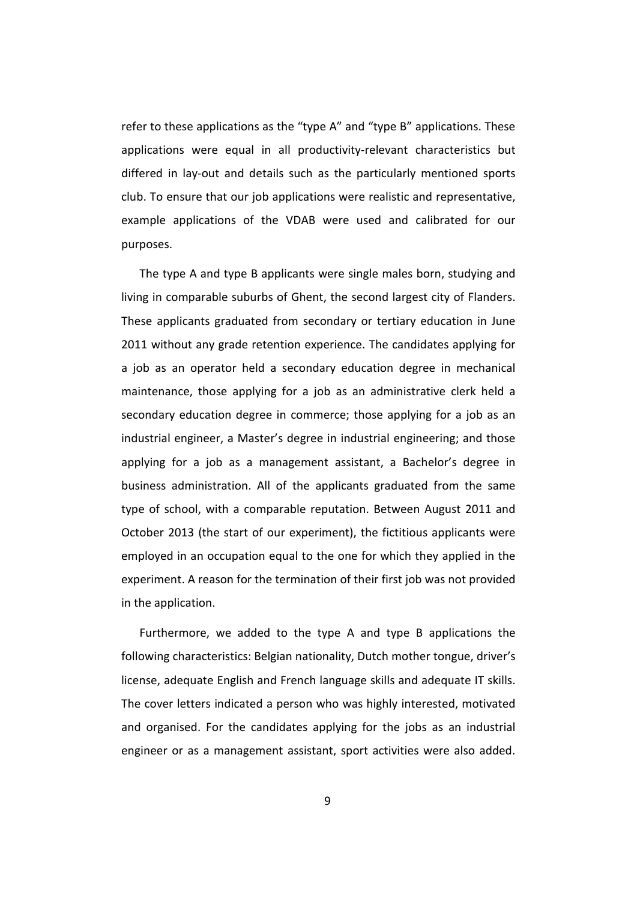refer to these applications as the "type A" and "type B" applications. These applications were equal in all productivity-relevant characteristics but differed in lay-out and details such as the particularly mentioned sports club. To ensure that our job applications were realistic and representative, example applications of the VDAB were used and calibrated for our purposes.

The type A and type B applicants were single males born, studying and living in comparable suburbs of Ghent, the second largest city of Flanders. These applicants graduated from secondary or tertiary education in June 2011 without any grade retention experience. The candidates applying for a job as an operator held a secondary education degree in mechanical maintenance, those applying for a job as an administrative clerk held a secondary education degree in commerce; those applying for a job as an industrial engineer, a Master's degree in industrial engineering; and those applying for a job as a management assistant, a Bachelor's degree in business administration. All of the applicants graduated from the same type of school, with a comparable reputation. Between August 2011 and October 2013 (the start of our experiment), the fictitious applicants were employed in an occupation equal to the one for which they applied in the experiment. A reason for the termination of their first job was not provided in the application.

Furthermore, we added to the type A and type B applications the following characteristics: Belgian nationality, Dutch mother tongue, driver's license, adequate English and French language skills and adequate IT skills. The cover letters indicated a person who was highly interested, motivated and organised. For the candidates applying for the jobs as an industrial engineer or as a management assistant, sport activities were also added.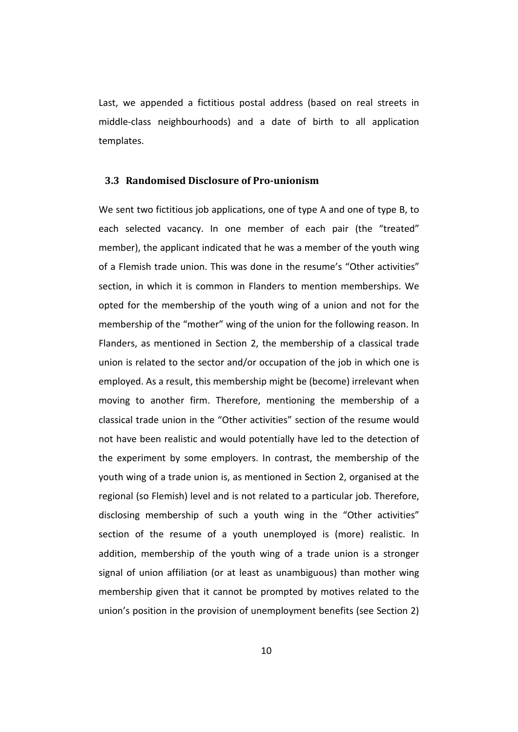Last, we appended a fictitious postal address (based on real streets in middle-class neighbourhoods) and a date of birth to all application templates.

### 3.3 Randomised Disclosure of Pro-unionism

We sent two fictitious job applications, one of type A and one of type B, to each selected vacancy. In one member of each pair (the "treated" member), the applicant indicated that he was a member of the youth wing of a Flemish trade union. This was done in the resume's "Other activities" section, in which it is common in Flanders to mention memberships. We opted for the membership of the youth wing of a union and not for the membership of the "mother" wing of the union for the following reason. In Flanders, as mentioned in Section 2, the membership of a classical trade union is related to the sector and/or occupation of the job in which one is employed. As a result, this membership might be (become) irrelevant when moving to another firm. Therefore, mentioning the membership of a classical trade union in the "Other activities" section of the resume would not have been realistic and would potentially have led to the detection of the experiment by some employers. In contrast, the membership of the youth wing of a trade union is, as mentioned in Section 2, organised at the regional (so Flemish) level and is not related to a particular job. Therefore, disclosing membership of such a youth wing in the "Other activities" section of the resume of a youth unemployed is (more) realistic. In addition, membership of the youth wing of a trade union is a stronger signal of union affiliation (or at least as unambiguous) than mother wing membership given that it cannot be prompted by motives related to the union's position in the provision of unemployment benefits (see Section 2)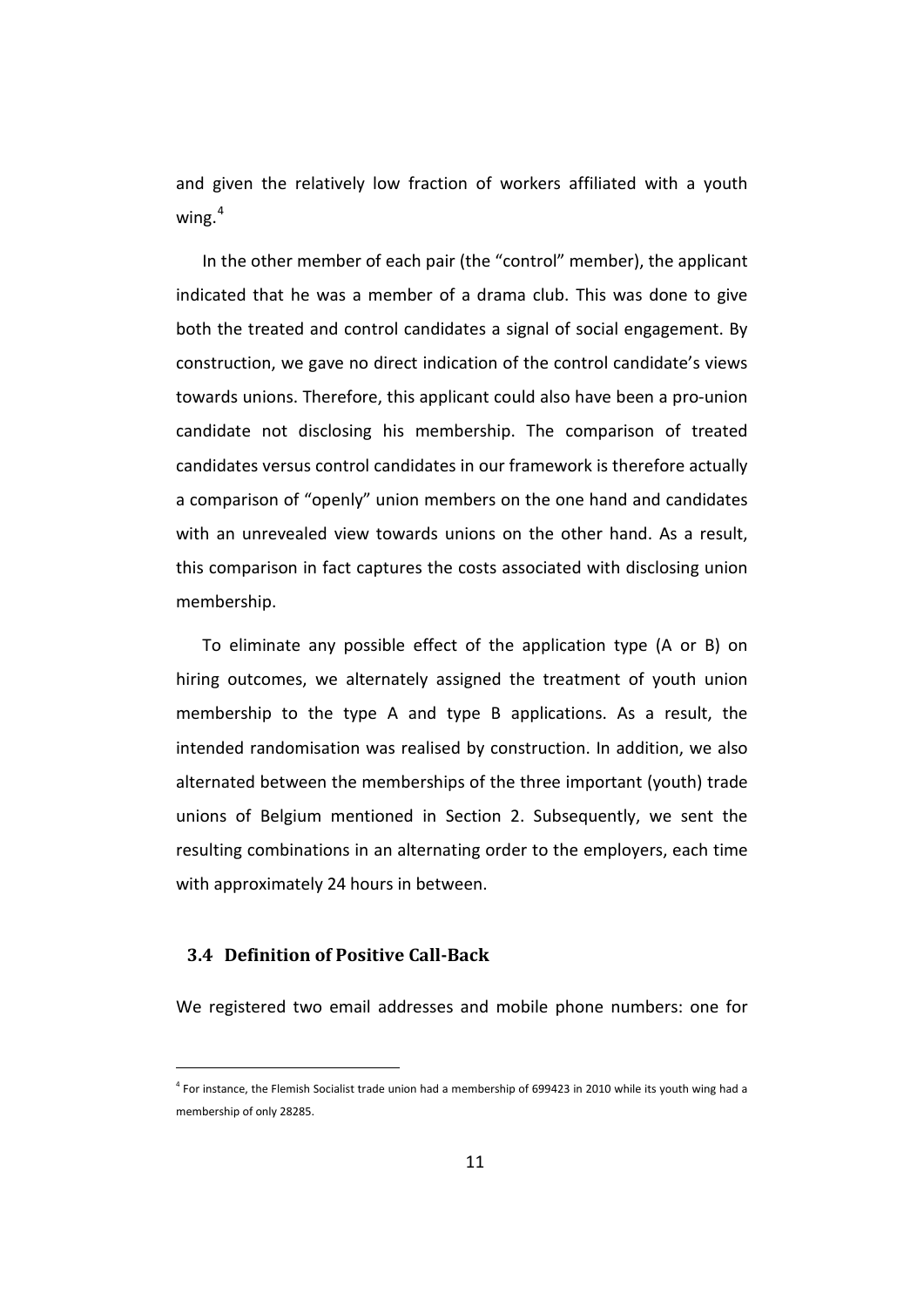and given the relatively low fraction of workers affiliated with a youth wing.[4]

In the other member of each pair (the "control" member), the applicant indicated that he was a member of a drama club. This was done to give both the treated and control candidates a signal of social engagement. By construction, we gave no direct indication of the control candidate's views towards unions. Therefore, this applicant could also have been a pro-union candidate not disclosing his membership. The comparison of treated candidates versus control candidates in our framework is therefore actually a comparison of "openly" union members on the one hand and candidates with an unrevealed view towards unions on the other hand. As a result, this comparison in fact captures the costs associated with disclosing union membership.

To eliminate any possible effect of the application type (A or B) on hiring outcomes, we alternately assigned the treatment of youth union membership to the type A and type B applications. As a result, the intended randomisation was realised by construction. In addition, we also alternated between the memberships of the three important (youth) trade unions of Belgium mentioned in Section 2. Subsequently, we sent the resulting combinations in an alternating order to the employers, each time with approximately 24 hours in between.

### 3.4 Definition of Positive Call-Back

We registered two email addresses and mobile phone numbers: one for

[4] For instance, the Flemish Socialist trade union had a membership of 699423 in 2010 while its youth wing had a membership of only 28285.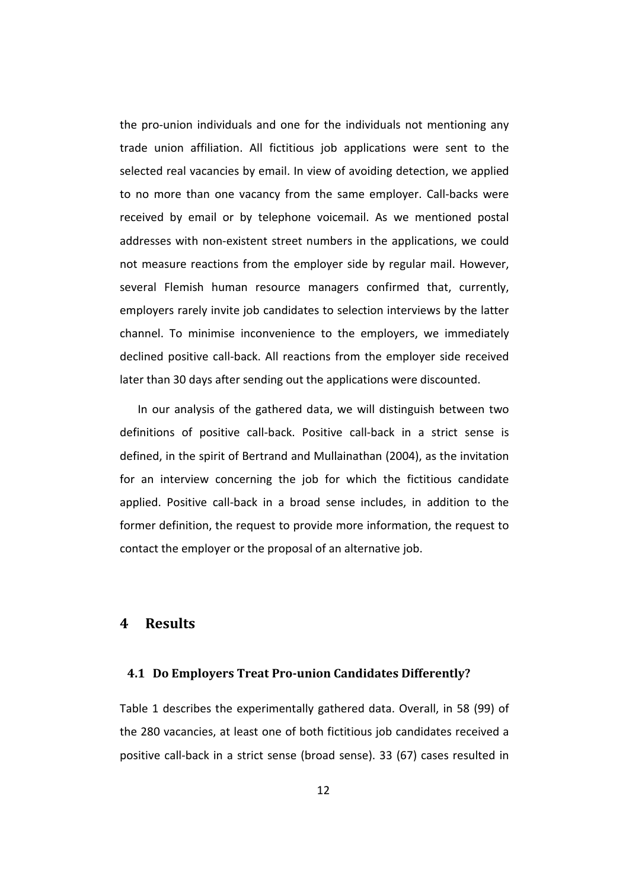the pro-union individuals and one for the individuals not mentioning any trade union affiliation. All fictitious job applications were sent to the selected real vacancies by email. In view of avoiding detection, we applied to no more than one vacancy from the same employer. Call-backs were received by email or by telephone voicemail. As we mentioned postal addresses with non-existent street numbers in the applications, we could not measure reactions from the employer side by regular mail. However, several Flemish human resource managers confirmed that, currently, employers rarely invite job candidates to selection interviews by the latter channel. To minimise inconvenience to the employers, we immediately declined positive call-back. All reactions from the employer side received later than 30 days after sending out the applications were discounted.

In our analysis of the gathered data, we will distinguish between two definitions of positive call-back. Positive call-back in a strict sense is defined, in the spirit of Bertrand and Mullainathan (2004), as the invitation for an interview concerning the job for which the fictitious candidate applied. Positive call-back in a broad sense includes, in addition to the former definition, the request to provide more information, the request to contact the employer or the proposal of an alternative job.

# 4 Results

## 4.1 Do Employers Treat Pro-union Candidates Differently?

Table 1 describes the experimentally gathered data. Overall, in 58 (99) of the 280 vacancies, at least one of both fictitious job candidates received a positive call-back in a strict sense (broad sense). 33 (67) cases resulted in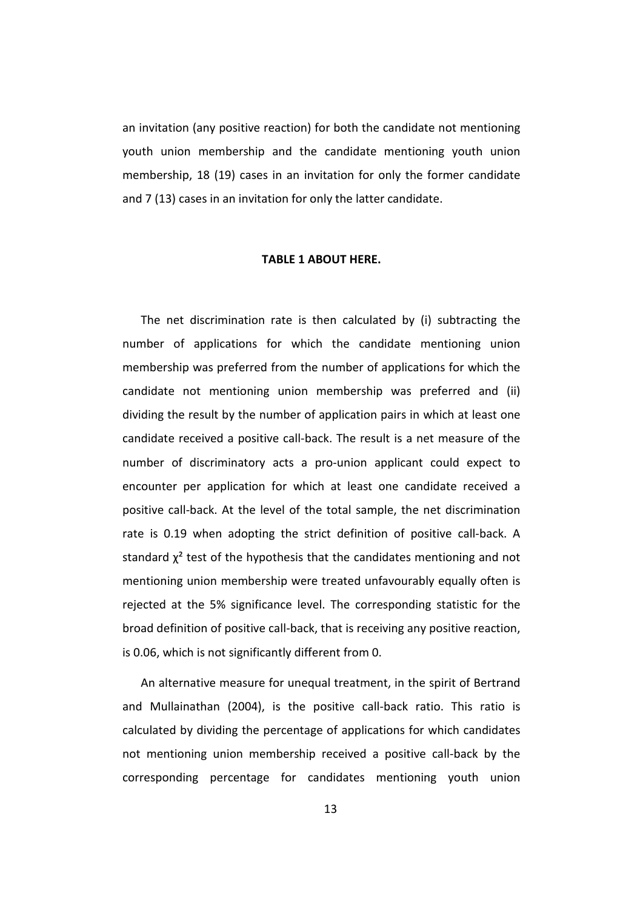an invitation (any positive reaction) for both the candidate not mentioning youth union membership and the candidate mentioning youth union membership, 18 (19) cases in an invitation for only the former candidate and 7 (13) cases in an invitation for only the latter candidate.

**TABLE 1 ABOUT HERE.**

The net discrimination rate is then calculated by (i) subtracting the number of applications for which the candidate mentioning union membership was preferred from the number of applications for which the candidate not mentioning union membership was preferred and (ii) dividing the result by the number of application pairs in which at least one candidate received a positive call-back. The result is a net measure of the number of discriminatory acts a pro-union applicant could expect to encounter per application for which at least one candidate received a positive call-back. At the level of the total sample, the net discrimination rate is 0.19 when adopting the strict definition of positive call-back. A standard $\chi^2$ test of the hypothesis that the candidates mentioning and not mentioning union membership were treated unfavourably equally often is rejected at the 5% significance level. The corresponding statistic for the broad definition of positive call-back, that is receiving any positive reaction, is 0.06, which is not significantly different from 0.

An alternative measure for unequal treatment, in the spirit of Bertrand and Mullainathan (2004), is the positive call-back ratio. This ratio is calculated by dividing the percentage of applications for which candidates not mentioning union membership received a positive call-back by the corresponding percentage for candidates mentioning youth union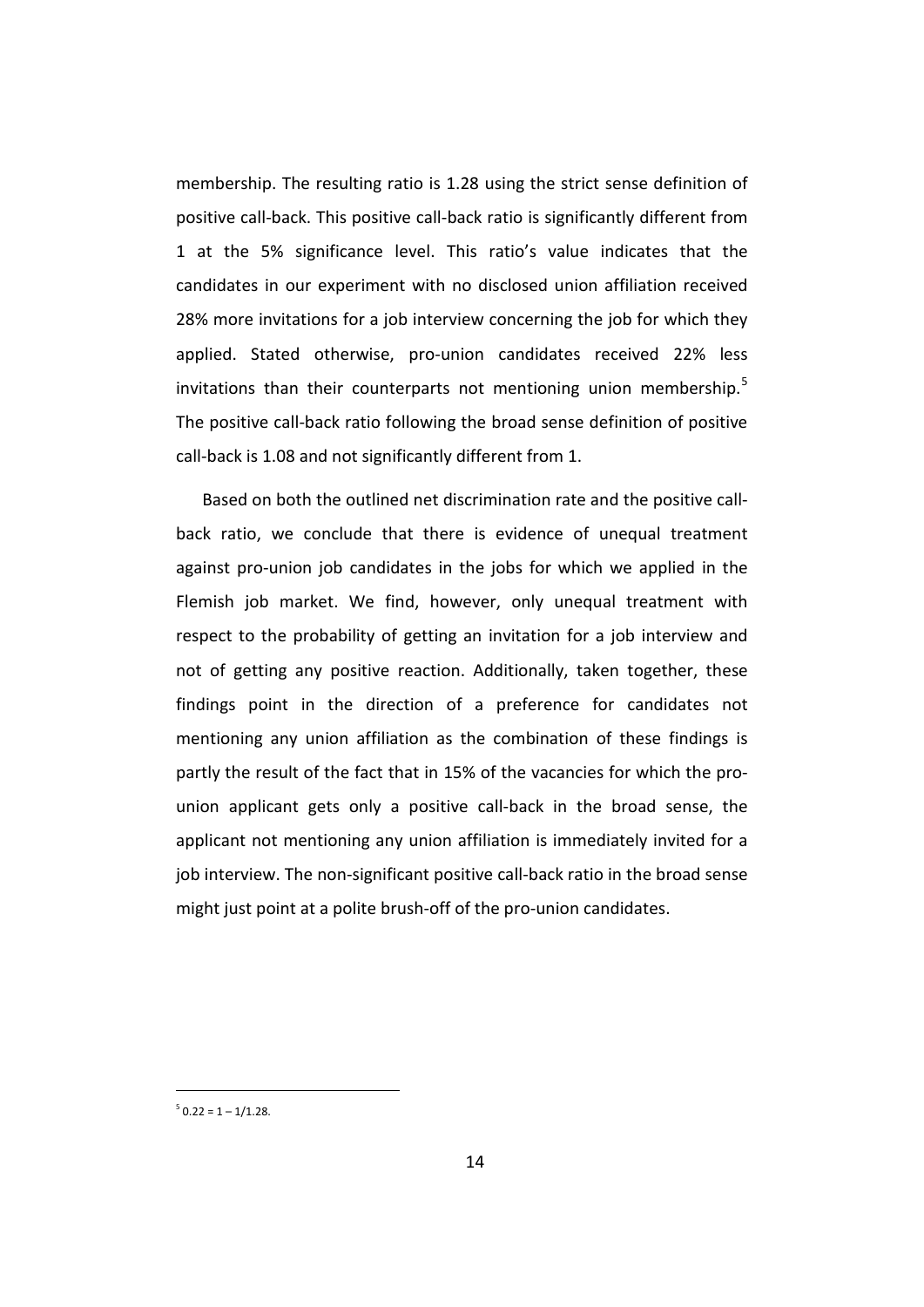membership. The resulting ratio is 1.28 using the strict sense definition of positive call-back. This positive call-back ratio is significantly different from 1 at the 5% significance level. This ratio's value indicates that the candidates in our experiment with no disclosed union affiliation received 28% more invitations for a job interview concerning the job for which they applied. Stated otherwise, pro-union candidates received 22% less invitations than their counterparts not mentioning union membership.[5] The positive call-back ratio following the broad sense definition of positive call-back is 1.08 and not significantly different from 1.

Based on both the outlined net discrimination rate and the positive call-back ratio, we conclude that there is evidence of unequal treatment against pro-union job candidates in the jobs for which we applied in the Flemish job market. We find, however, only unequal treatment with respect to the probability of getting an invitation for a job interview and not of getting any positive reaction. Additionally, taken together, these findings point in the direction of a preference for candidates not mentioning any union affiliation as the combination of these findings is partly the result of the fact that in 15% of the vacancies for which the pro-union applicant gets only a positive call-back in the broad sense, the applicant not mentioning any union affiliation is immediately invited for a job interview. The non-significant positive call-back ratio in the broad sense might just point at a polite brush-off of the pro-union candidates.

[5] $0.22 = 1 - 1/1.28$.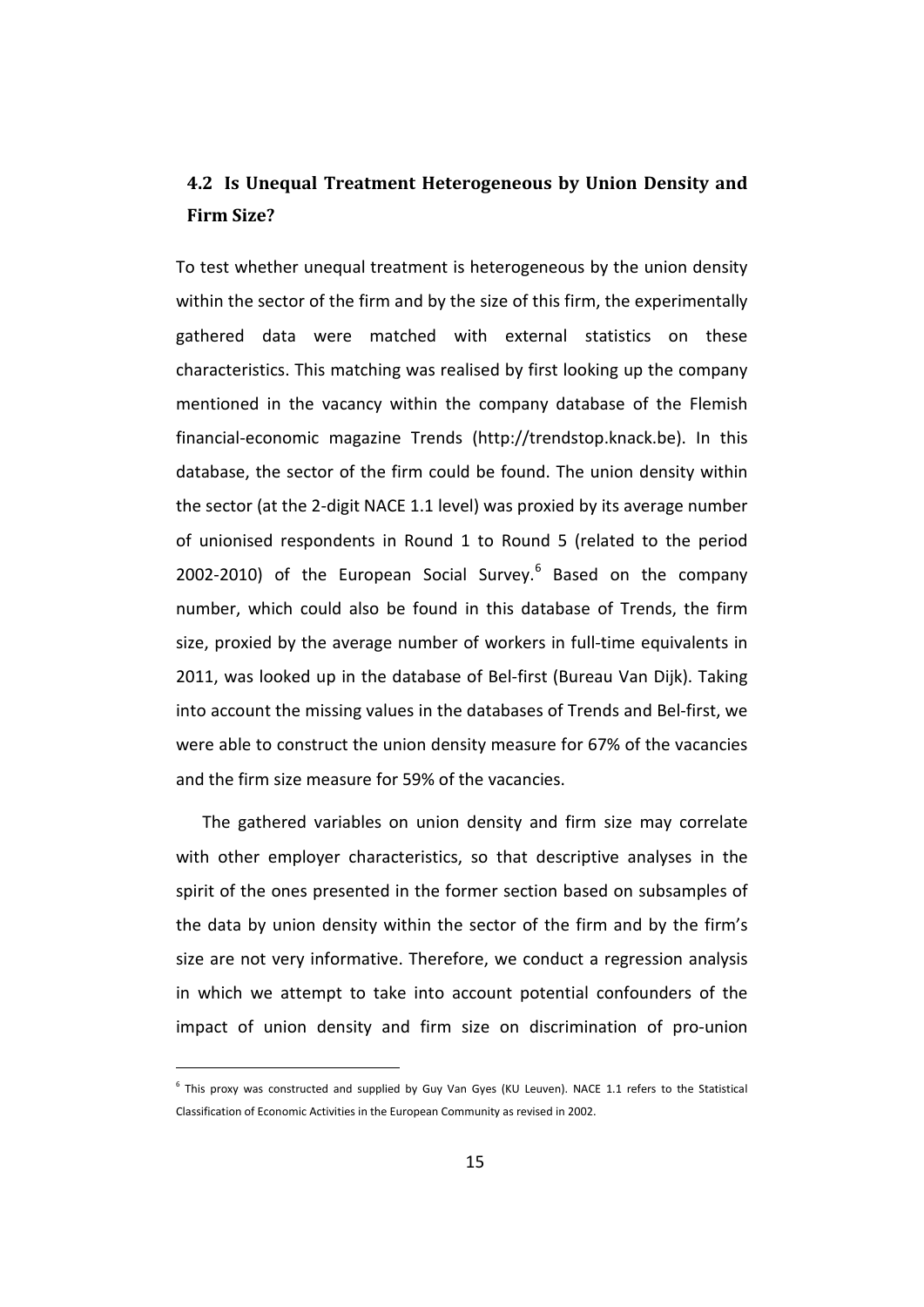## 4.2 Is Unequal Treatment Heterogeneous by Union Density and Firm Size?

To test whether unequal treatment is heterogeneous by the union density within the sector of the firm and by the size of this firm, the experimentally gathered data were matched with external statistics on these characteristics. This matching was realised by first looking up the company mentioned in the vacancy within the company database of the Flemish financial-economic magazine Trends (http://trendstop.knack.be). In this database, the sector of the firm could be found. The union density within the sector (at the 2-digit NACE 1.1 level) was proxied by its average number of unionised respondents in Round 1 to Round 5 (related to the period 2002-2010) of the European Social Survey.[6] Based on the company number, which could also be found in this database of Trends, the firm size, proxied by the average number of workers in full-time equivalents in 2011, was looked up in the database of Bel-first (Bureau Van Dijk). Taking into account the missing values in the databases of Trends and Bel-first, we were able to construct the union density measure for 67% of the vacancies and the firm size measure for 59% of the vacancies.

The gathered variables on union density and firm size may correlate with other employer characteristics, so that descriptive analyses in the spirit of the ones presented in the former section based on subsamples of the data by union density within the sector of the firm and by the firm's size are not very informative. Therefore, we conduct a regression analysis in which we attempt to take into account potential confounders of the impact of union density and firm size on discrimination of pro-union

[6] This proxy was constructed and supplied by Guy Van Gyes (KU Leuven). NACE 1.1 refers to the Statistical Classification of Economic Activities in the European Community as revised in 2002.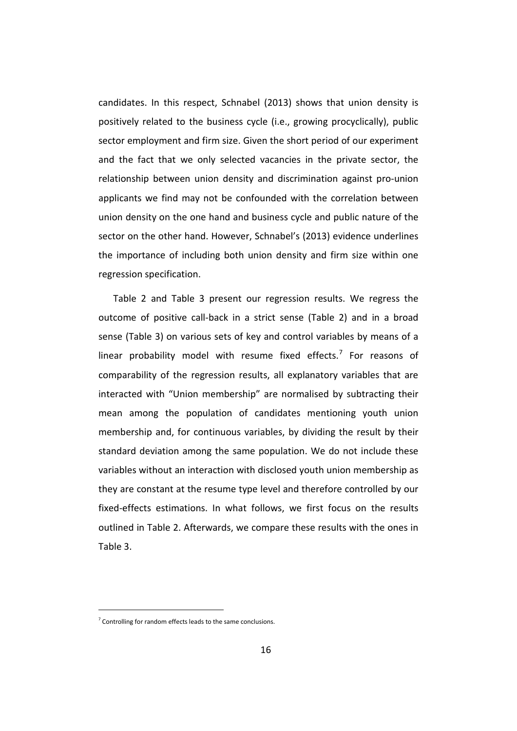candidates. In this respect, Schnabel (2013) shows that union density is positively related to the business cycle (i.e., growing procyclically), public sector employment and firm size. Given the short period of our experiment and the fact that we only selected vacancies in the private sector, the relationship between union density and discrimination against pro-union applicants we find may not be confounded with the correlation between union density on the one hand and business cycle and public nature of the sector on the other hand. However, Schnabel's (2013) evidence underlines the importance of including both union density and firm size within one regression specification.

Table 2 and Table 3 present our regression results. We regress the outcome of positive call-back in a strict sense (Table 2) and in a broad sense (Table 3) on various sets of key and control variables by means of a linear probability model with resume fixed effects.[7] For reasons of comparability of the regression results, all explanatory variables that are interacted with "Union membership" are normalised by subtracting their mean among the population of candidates mentioning youth union membership and, for continuous variables, by dividing the result by their standard deviation among the same population. We do not include these variables without an interaction with disclosed youth union membership as they are constant at the resume type level and therefore controlled by our fixed-effects estimations. In what follows, we first focus on the results outlined in Table 2. Afterwards, we compare these results with the ones in Table 3.

[7] Controlling for random effects leads to the same conclusions.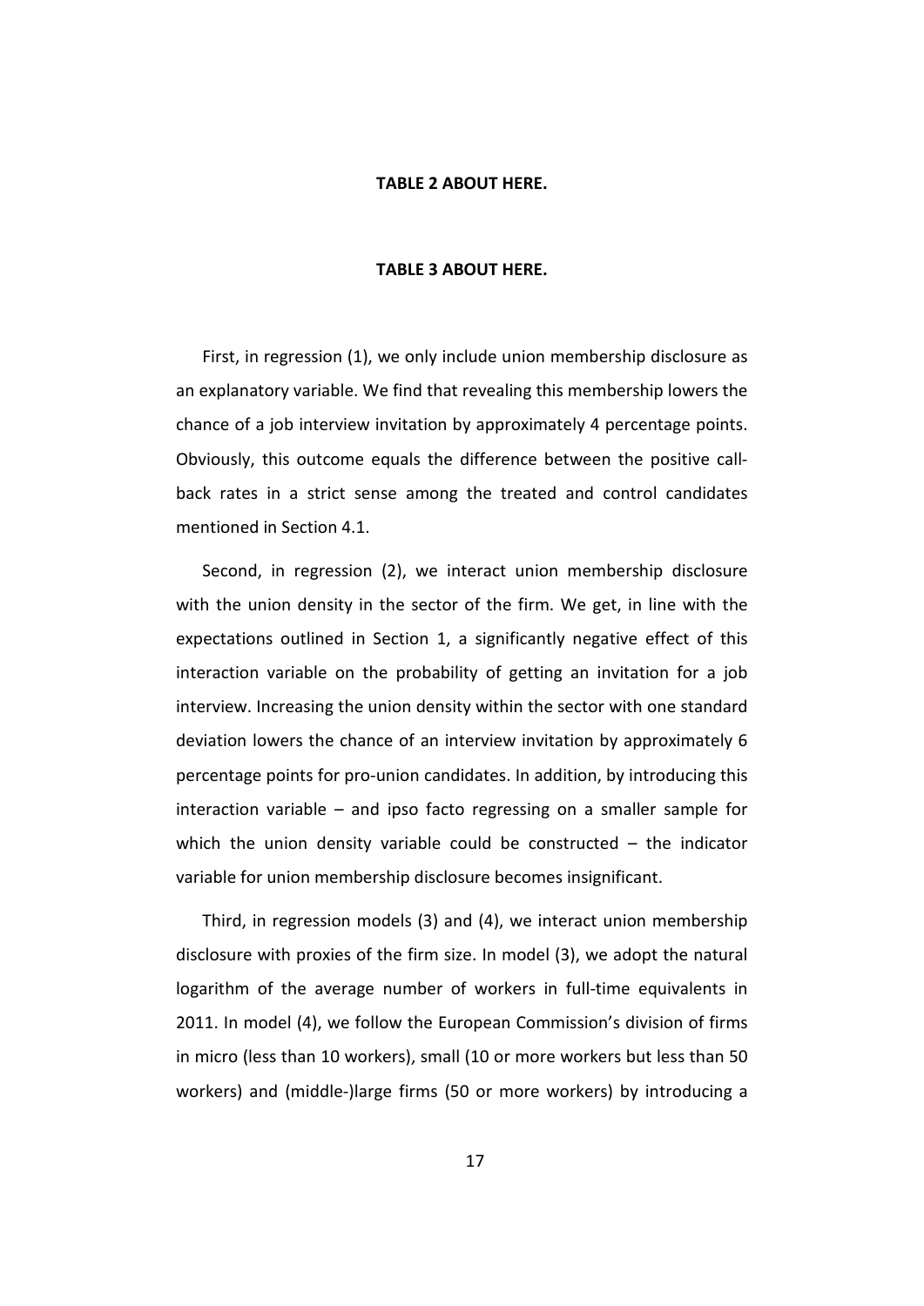**TABLE 2 ABOUT HERE.**

**TABLE 3 ABOUT HERE.**

First, in regression (1), we only include union membership disclosure as an explanatory variable. We find that revealing this membership lowers the chance of a job interview invitation by approximately 4 percentage points. Obviously, this outcome equals the difference between the positive call-back rates in a strict sense among the treated and control candidates mentioned in Section 4.1.

Second, in regression (2), we interact union membership disclosure with the union density in the sector of the firm. We get, in line with the expectations outlined in Section 1, a significantly negative effect of this interaction variable on the probability of getting an invitation for a job interview. Increasing the union density within the sector with one standard deviation lowers the chance of an interview invitation by approximately 6 percentage points for pro-union candidates. In addition, by introducing this interaction variable – and ipso facto regressing on a smaller sample for which the union density variable could be constructed – the indicator variable for union membership disclosure becomes insignificant.

Third, in regression models (3) and (4), we interact union membership disclosure with proxies of the firm size. In model (3), we adopt the natural logarithm of the average number of workers in full-time equivalents in 2011. In model (4), we follow the European Commission's division of firms in micro (less than 10 workers), small (10 or more workers but less than 50 workers) and (middle-)large firms (50 or more workers) by introducing a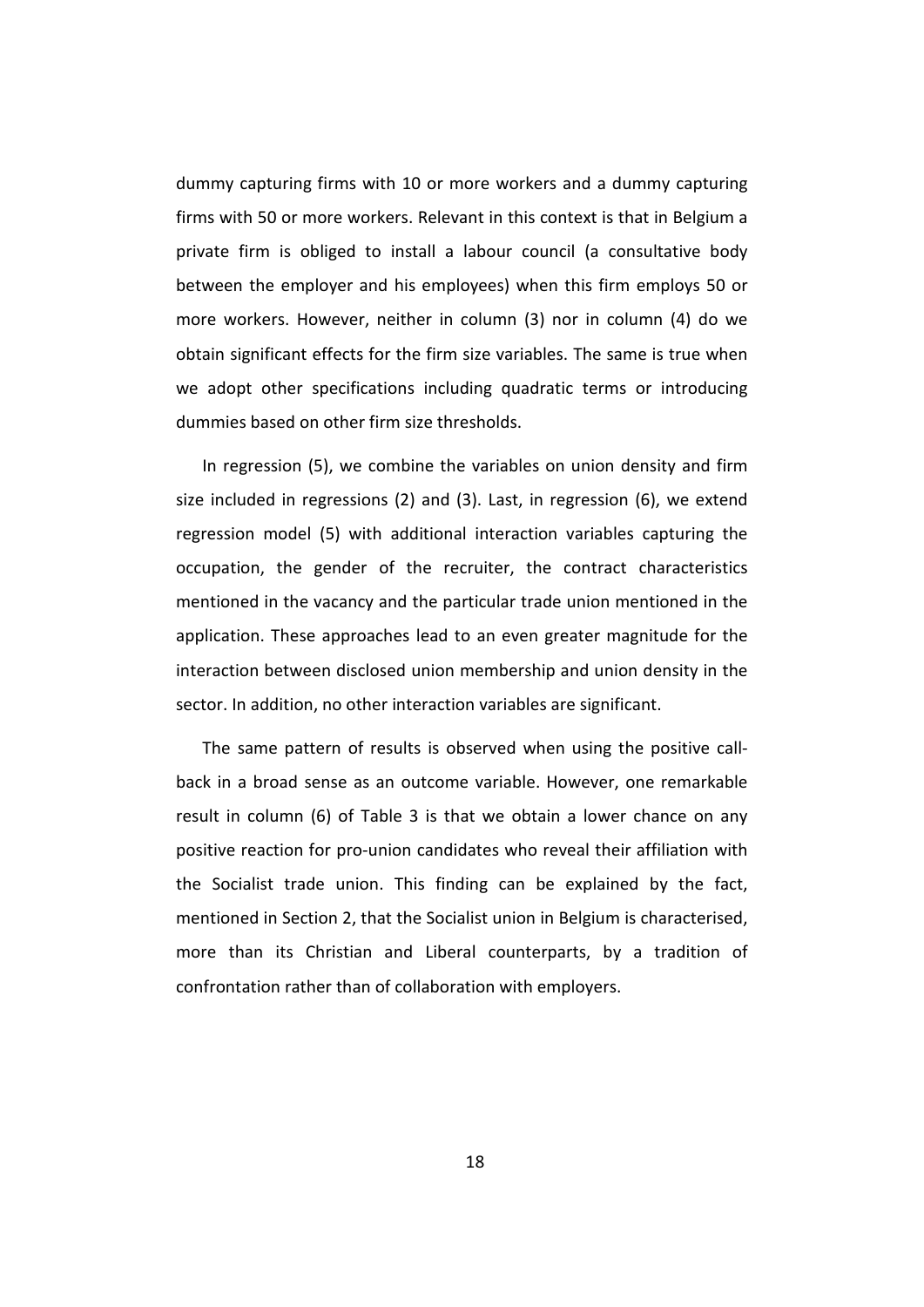dummy capturing firms with 10 or more workers and a dummy capturing firms with 50 or more workers. Relevant in this context is that in Belgium a private firm is obliged to install a labour council (a consultative body between the employer and his employees) when this firm employs 50 or more workers. However, neither in column (3) nor in column (4) do we obtain significant effects for the firm size variables. The same is true when we adopt other specifications including quadratic terms or introducing dummies based on other firm size thresholds.

In regression (5), we combine the variables on union density and firm size included in regressions (2) and (3). Last, in regression (6), we extend regression model (5) with additional interaction variables capturing the occupation, the gender of the recruiter, the contract characteristics mentioned in the vacancy and the particular trade union mentioned in the application. These approaches lead to an even greater magnitude for the interaction between disclosed union membership and union density in the sector. In addition, no other interaction variables are significant.

The same pattern of results is observed when using the positive call-back in a broad sense as an outcome variable. However, one remarkable result in column (6) of Table 3 is that we obtain a lower chance on any positive reaction for pro-union candidates who reveal their affiliation with the Socialist trade union. This finding can be explained by the fact, mentioned in Section 2, that the Socialist union in Belgium is characterised, more than its Christian and Liberal counterparts, by a tradition of confrontation rather than of collaboration with employers.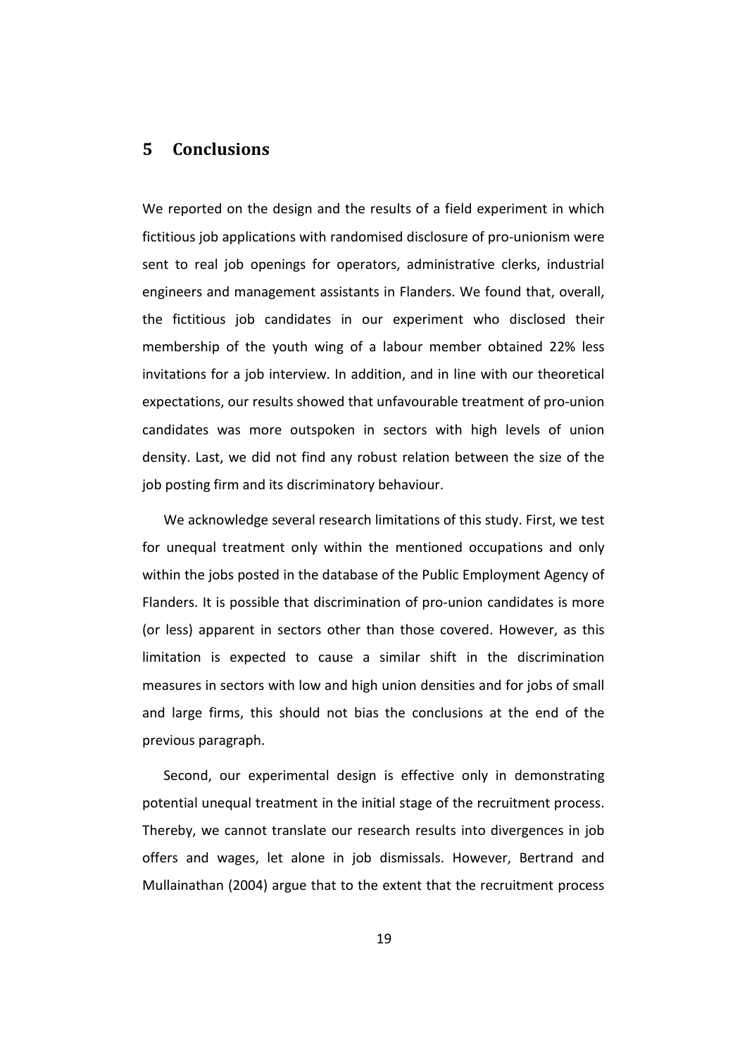## 5 Conclusions

We reported on the design and the results of a field experiment in which fictitious job applications with randomised disclosure of pro-unionism were sent to real job openings for operators, administrative clerks, industrial engineers and management assistants in Flanders. We found that, overall, the fictitious job candidates in our experiment who disclosed their membership of the youth wing of a labour member obtained 22% less invitations for a job interview. In addition, and in line with our theoretical expectations, our results showed that unfavourable treatment of pro-union candidates was more outspoken in sectors with high levels of union density. Last, we did not find any robust relation between the size of the job posting firm and its discriminatory behaviour.

We acknowledge several research limitations of this study. First, we test for unequal treatment only within the mentioned occupations and only within the jobs posted in the database of the Public Employment Agency of Flanders. It is possible that discrimination of pro-union candidates is more (or less) apparent in sectors other than those covered. However, as this limitation is expected to cause a similar shift in the discrimination measures in sectors with low and high union densities and for jobs of small and large firms, this should not bias the conclusions at the end of the previous paragraph.

Second, our experimental design is effective only in demonstrating potential unequal treatment in the initial stage of the recruitment process. Thereby, we cannot translate our research results into divergences in job offers and wages, let alone in job dismissals. However, Bertrand and Mullainathan (2004) argue that to the extent that the recruitment process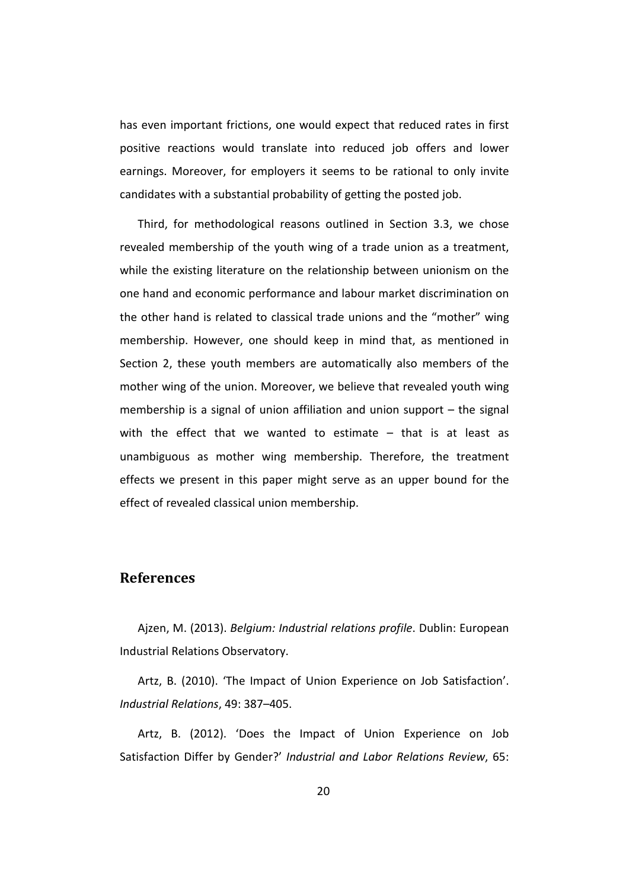has even important frictions, one would expect that reduced rates in first positive reactions would translate into reduced job offers and lower earnings. Moreover, for employers it seems to be rational to only invite candidates with a substantial probability of getting the posted job.

Third, for methodological reasons outlined in Section 3.3, we chose revealed membership of the youth wing of a trade union as a treatment, while the existing literature on the relationship between unionism on the one hand and economic performance and labour market discrimination on the other hand is related to classical trade unions and the "mother" wing membership. However, one should keep in mind that, as mentioned in Section 2, these youth members are automatically also members of the mother wing of the union. Moreover, we believe that revealed youth wing membership is a signal of union affiliation and union support – the signal with the effect that we wanted to estimate – that is at least as unambiguous as mother wing membership. Therefore, the treatment effects we present in this paper might serve as an upper bound for the effect of revealed classical union membership.

## References

Ajzen, M. (2013). *Belgium: Industrial relations profile*. Dublin: European Industrial Relations Observatory.

Artz, B. (2010). 'The Impact of Union Experience on Job Satisfaction'. *Industrial Relations*, 49: 387–405.

Artz, B. (2012). 'Does the Impact of Union Experience on Job Satisfaction Differ by Gender?' *Industrial and Labor Relations Review*, 65: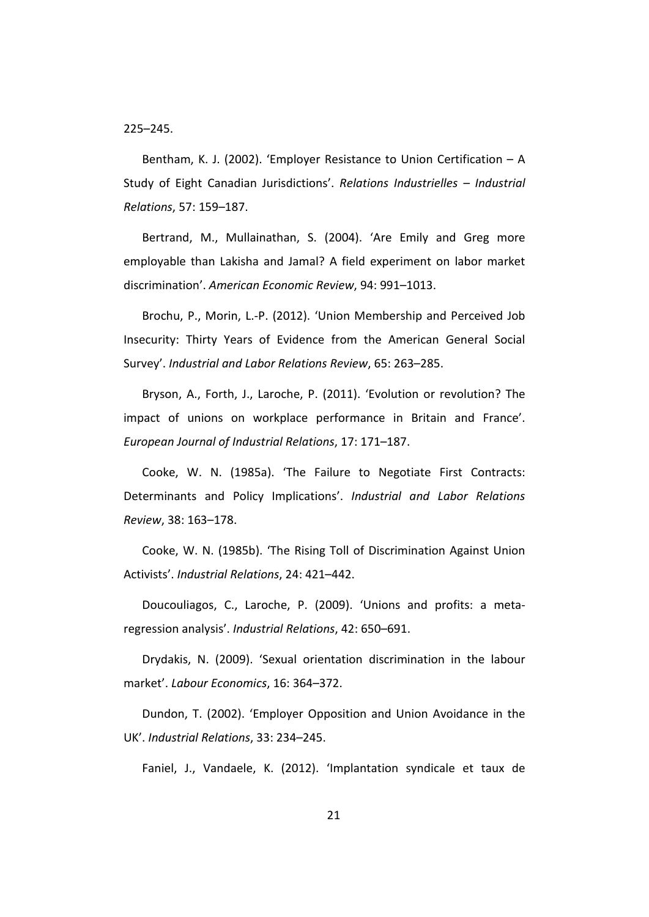225–245.

Bentham, K. J. (2002). 'Employer Resistance to Union Certification – A Study of Eight Canadian Jurisdictions'. *Relations Industrielles – Industrial Relations*, 57: 159–187.

Bertrand, M., Mullainathan, S. (2004). 'Are Emily and Greg more employable than Lakisha and Jamal? A field experiment on labor market discrimination'. *American Economic Review*, 94: 991–1013.

Brochu, P., Morin, L.-P. (2012). 'Union Membership and Perceived Job Insecurity: Thirty Years of Evidence from the American General Social Survey'. *Industrial and Labor Relations Review*, 65: 263–285.

Bryson, A., Forth, J., Laroche, P. (2011). 'Evolution or revolution? The impact of unions on workplace performance in Britain and France'. *European Journal of Industrial Relations*, 17: 171–187.

Cooke, W. N. (1985a). 'The Failure to Negotiate First Contracts: Determinants and Policy Implications'. *Industrial and Labor Relations Review*, 38: 163–178.

Cooke, W. N. (1985b). 'The Rising Toll of Discrimination Against Union Activists'. *Industrial Relations*, 24: 421–442.

Doucouliagos, C., Laroche, P. (2009). 'Unions and profits: a meta-regression analysis'. *Industrial Relations*, 42: 650–691.

Drydakis, N. (2009). 'Sexual orientation discrimination in the labour market'. *Labour Economics*, 16: 364–372.

Dundon, T. (2002). 'Employer Opposition and Union Avoidance in the UK'. *Industrial Relations*, 33: 234–245.

Faniel, J., Vandaele, K. (2012). 'Implantation syndicale et taux de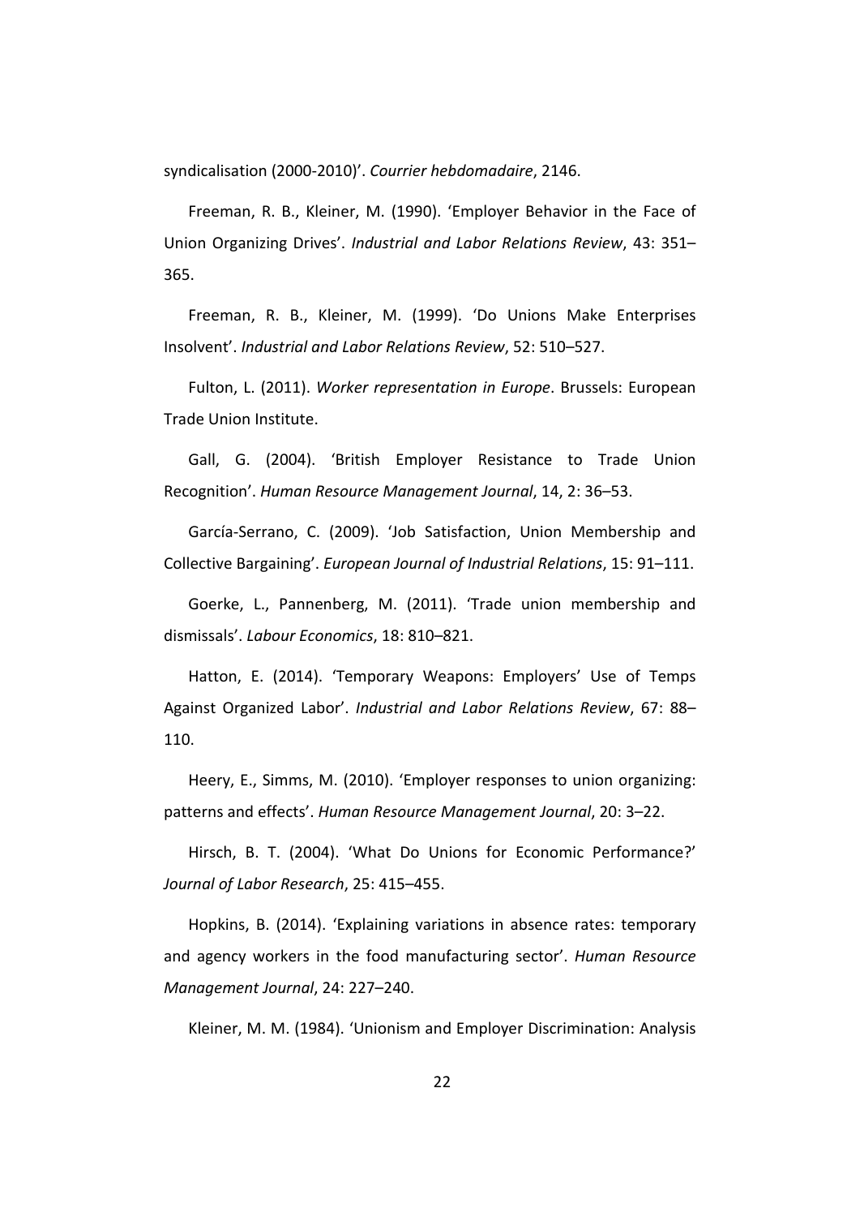syndicalisation (2000-2010)'. *Courrier hebdomadaire*, 2146.

Freeman, R. B., Kleiner, M. (1990). 'Employer Behavior in the Face of Union Organizing Drives'. *Industrial and Labor Relations Review*, 43: 351–365.

Freeman, R. B., Kleiner, M. (1999). 'Do Unions Make Enterprises Insolvent'. *Industrial and Labor Relations Review*, 52: 510–527.

Fulton, L. (2011). *Worker representation in Europe*. Brussels: European Trade Union Institute.

Gall, G. (2004). 'British Employer Resistance to Trade Union Recognition'. *Human Resource Management Journal*, 14, 2: 36–53.

García-Serrano, C. (2009). 'Job Satisfaction, Union Membership and Collective Bargaining'. *European Journal of Industrial Relations*, 15: 91–111.

Goerke, L., Pannenberg, M. (2011). 'Trade union membership and dismissals'. *Labour Economics*, 18: 810–821.

Hatton, E. (2014). 'Temporary Weapons: Employers' Use of Temps Against Organized Labor'. *Industrial and Labor Relations Review*, 67: 88–110.

Heery, E., Simms, M. (2010). 'Employer responses to union organizing: patterns and effects'. *Human Resource Management Journal*, 20: 3–22.

Hirsch, B. T. (2004). 'What Do Unions for Economic Performance?' *Journal of Labor Research*, 25: 415–455.

Hopkins, B. (2014). 'Explaining variations in absence rates: temporary and agency workers in the food manufacturing sector'. *Human Resource Management Journal*, 24: 227–240.

Kleiner, M. M. (1984). 'Unionism and Employer Discrimination: Analysis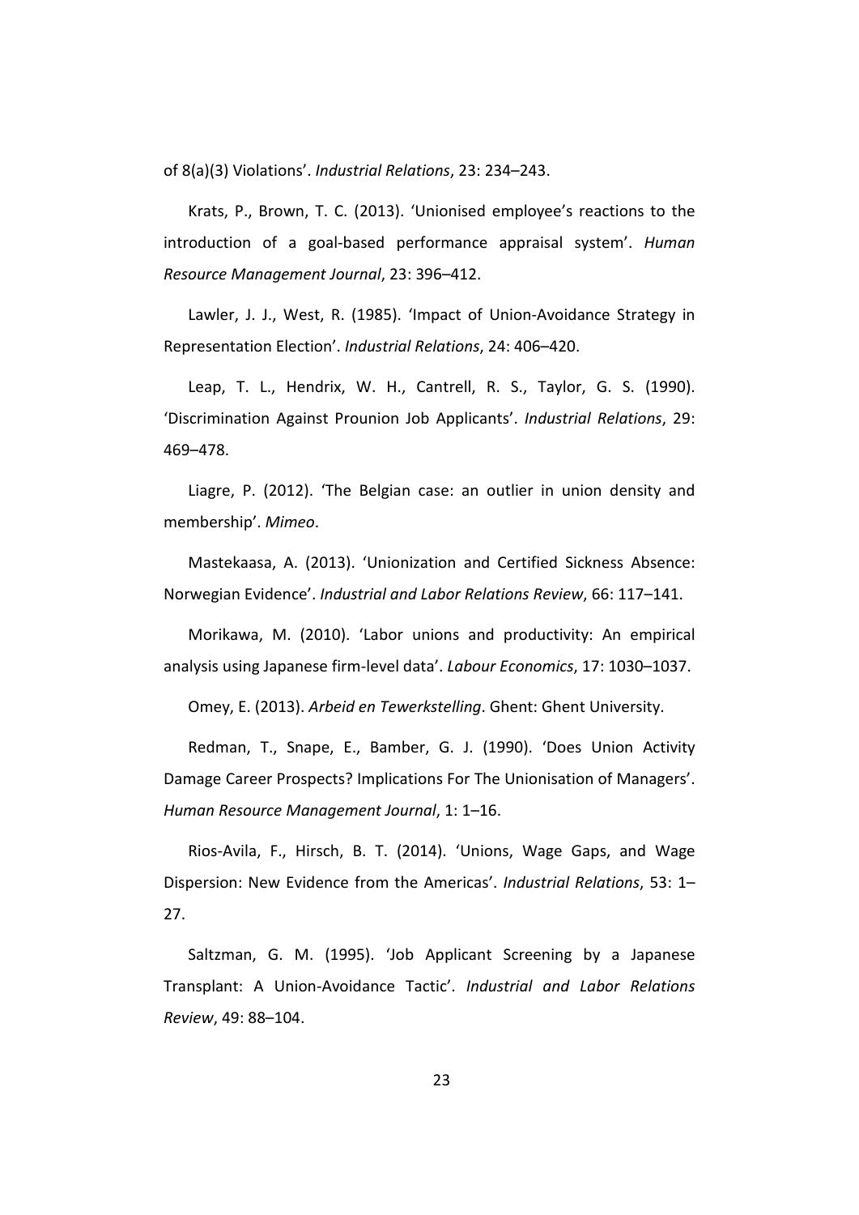of 8(a)(3) Violations’. *Industrial Relations*, 23: 234–243.

Krats, P., Brown, T. C. (2013). ‘Unionised employee’s reactions to the introduction of a goal-based performance appraisal system’. *Human Resource Management Journal*, 23: 396–412.

Lawler, J. J., West, R. (1985). ‘Impact of Union-Avoidance Strategy in Representation Election’. *Industrial Relations*, 24: 406–420.

Leap, T. L., Hendrix, W. H., Cantrell, R. S., Taylor, G. S. (1990). ‘Discrimination Against Prounion Job Applicants’. *Industrial Relations*, 29: 469–478.

Liagre, P. (2012). ‘The Belgian case: an outlier in union density and membership’. *Mimeo*.

Mastekaasa, A. (2013). ‘Unionization and Certified Sickness Absence: Norwegian Evidence’. *Industrial and Labor Relations Review*, 66: 117–141.

Morikawa, M. (2010). ‘Labor unions and productivity: An empirical analysis using Japanese firm-level data’. *Labour Economics*, 17: 1030–1037.

Omey, E. (2013). *Arbeid en Tewerkstelling*. Ghent: Ghent University.

Redman, T., Snape, E., Bamber, G. J. (1990). ‘Does Union Activity Damage Career Prospects? Implications For The Unionisation of Managers’. *Human Resource Management Journal*, 1: 1–16.

Rios-Avila, F., Hirsch, B. T. (2014). ‘Unions, Wage Gaps, and Wage Dispersion: New Evidence from the Americas’. *Industrial Relations*, 53: 1–27.

Saltzman, G. M. (1995). ‘Job Applicant Screening by a Japanese Transplant: A Union-Avoidance Tactic’. *Industrial and Labor Relations Review*, 49: 88–104.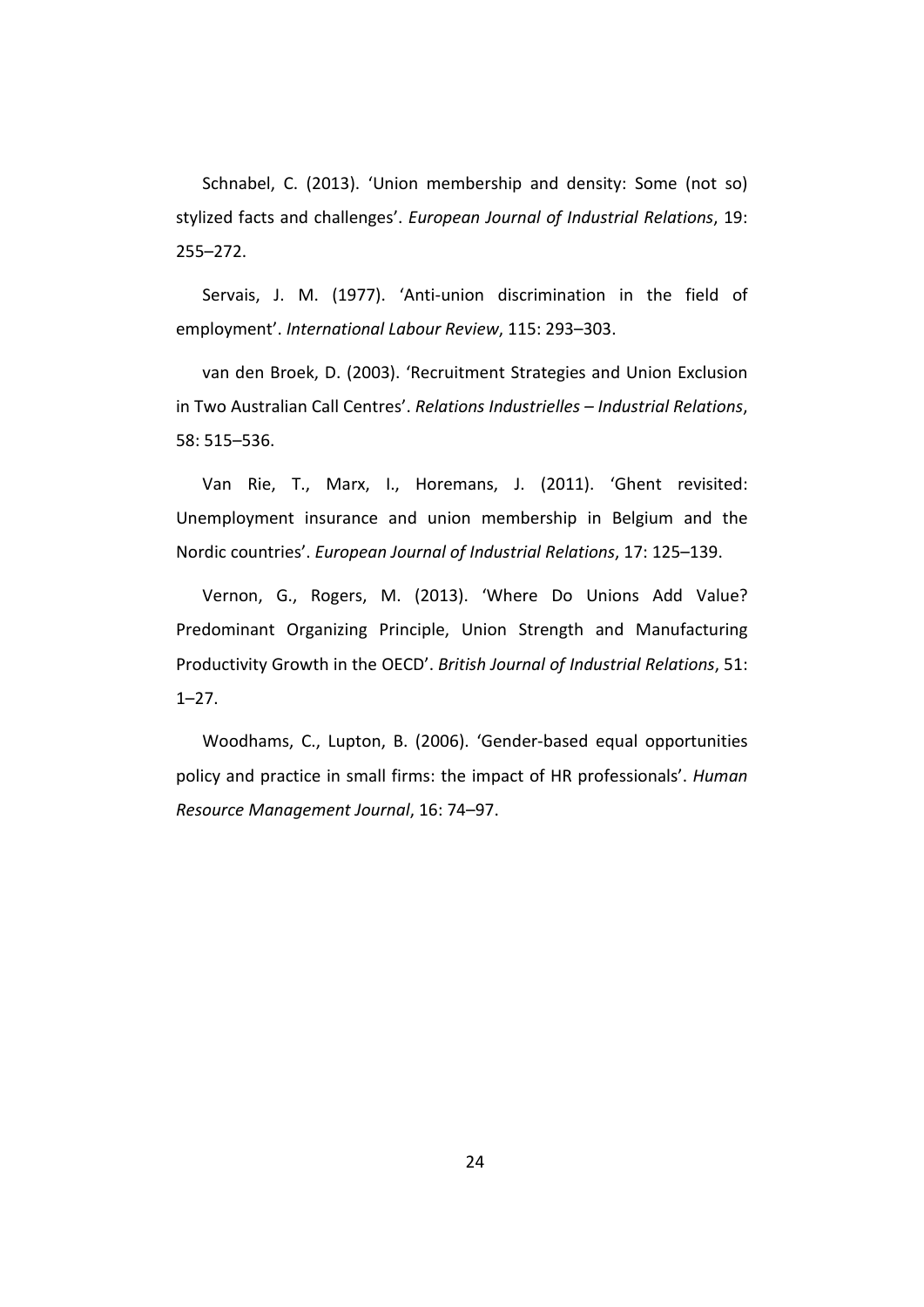Schnabel, C. (2013). ‘Union membership and density: Some (not so) stylized facts and challenges’. *European Journal of Industrial Relations*, 19: 255–272.

Servais, J. M. (1977). ‘Anti-union discrimination in the field of employment’. *International Labour Review*, 115: 293–303.

van den Broek, D. (2003). ‘Recruitment Strategies and Union Exclusion in Two Australian Call Centres’. *Relations Industrielles – Industrial Relations*, 58: 515–536.

Van Rie, T., Marx, I., Horemans, J. (2011). ‘Ghent revisited: Unemployment insurance and union membership in Belgium and the Nordic countries’. *European Journal of Industrial Relations*, 17: 125–139.

Vernon, G., Rogers, M. (2013). ‘Where Do Unions Add Value? Predominant Organizing Principle, Union Strength and Manufacturing Productivity Growth in the OECD’. *British Journal of Industrial Relations*, 51: 1–27.

Woodhams, C., Lupton, B. (2006). ‘Gender-based equal opportunities policy and practice in small firms: the impact of HR professionals’. *Human Resource Management Journal*, 16: 74–97.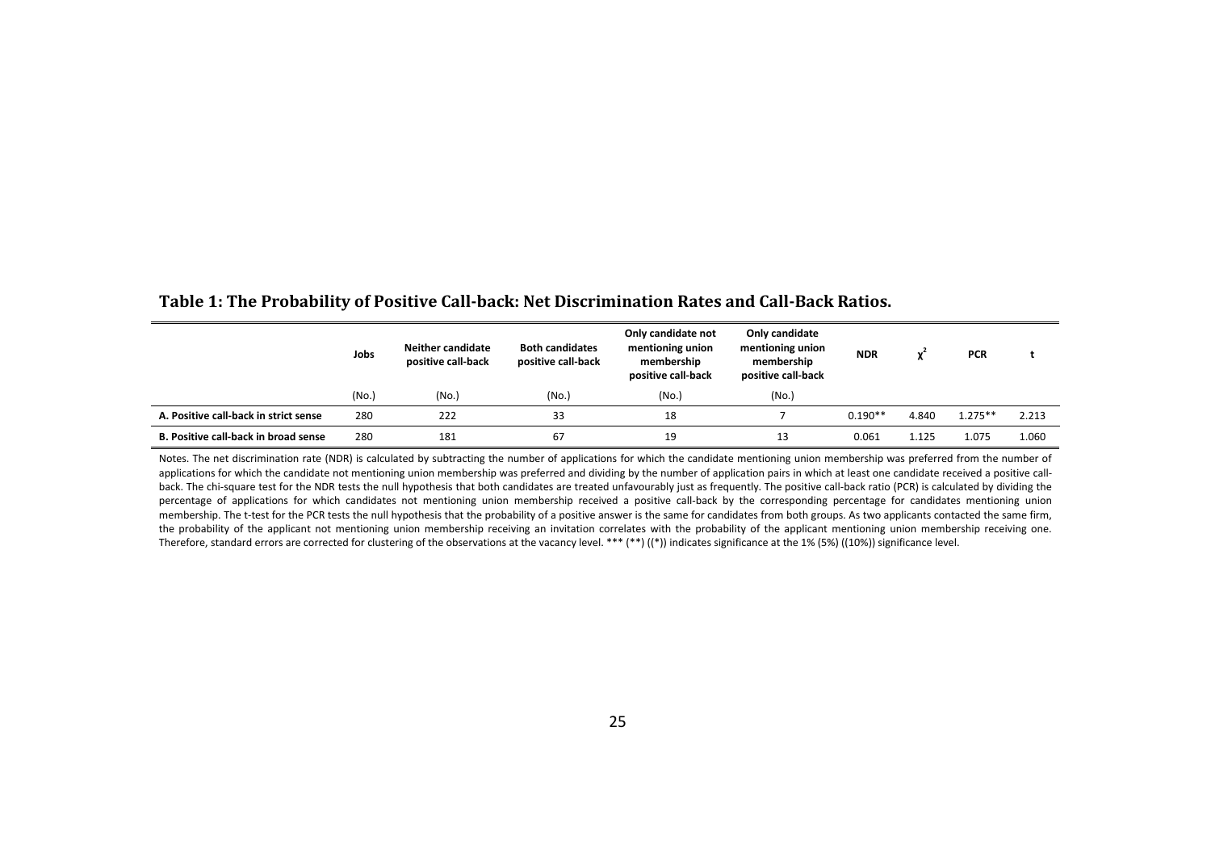## Table 1: The Probability of Positive Call-back: Net Discrimination Rates and Call-Back Ratios.

| | Jobs | Neither candidate positive call-back | Both candidates positive call-back | Only candidate not mentioning union membership positive call-back | Only candidate mentioning union membership positive call-back | NDR | $\chi^2$ | PCR | t |
|---|---|---|---|---|---|---|---|---|---|
| | (No.) | (No.) | (No.) | (No.) | (No.) | | | | |
| **A. Positive call-back in strict sense** | 280 | 222 | 33 | 18 | 7 | 0.190** | 4.840 | 1.275** | 2.213 |
| **B. Positive call-back in broad sense** | 280 | 181 | 67 | 19 | 13 | 0.061 | 1.125 | 1.075 | 1.060 |

Notes. The net discrimination rate (NDR) is calculated by subtracting the number of applications for which the candidate mentioning union membership was preferred from the number of applications for which the candidate not mentioning union membership was preferred and dividing by the number of application pairs in which at least one candidate received a positive call-back. The chi-square test for the NDR tests the null hypothesis that both candidates are treated unfavourably just as frequently. The positive call-back ratio (PCR) is calculated by dividing the percentage of applications for which candidates not mentioning union membership received a positive call-back by the corresponding percentage for candidates mentioning union membership. The t-test for the PCR tests the null hypothesis that the probability of a positive answer is the same for candidates from both groups. As two applicants contacted the same firm, the probability of the applicant not mentioning union membership receiving an invitation correlates with the probability of the applicant mentioning union membership receiving one. Therefore, standard errors are corrected for clustering of the observations at the vacancy level. *** (**) ((*)) indicates significance at the 1% (5%) ((10%)) significance level.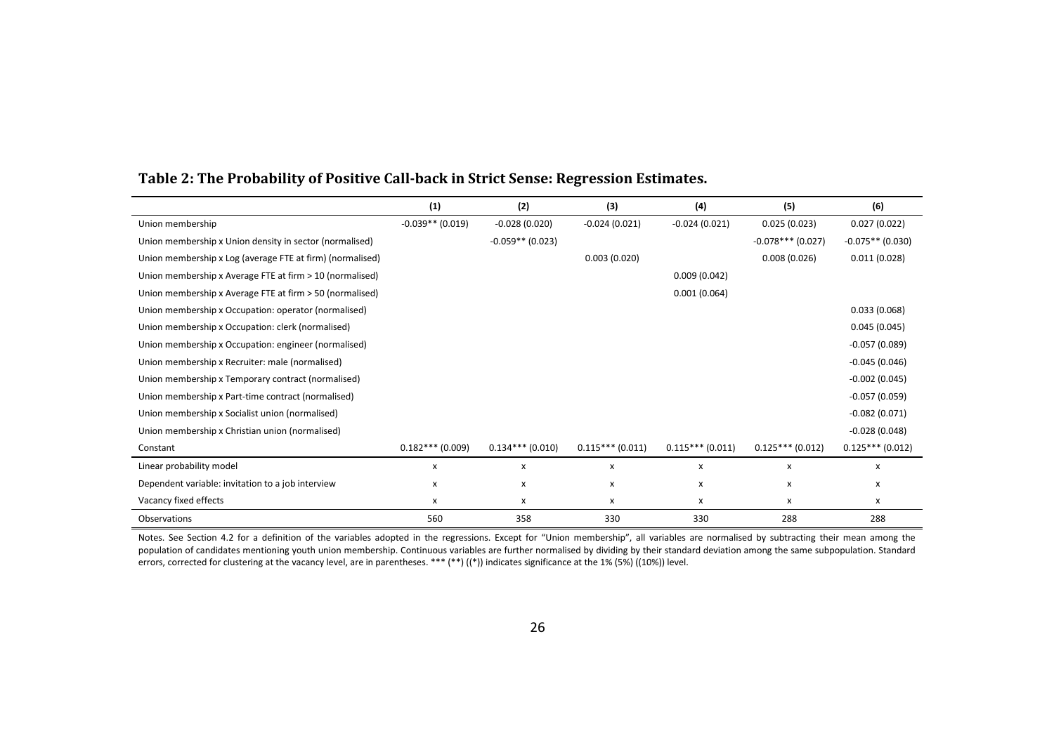## Table 2: The Probability of Positive Call-back in Strict Sense: Regression Estimates.

| | (1) | (2) | (3) | (4) | (5) | (6) |
|---|---|---|---|---|---|---|
| Union membership | -0.039** (0.019) | -0.028 (0.020) | -0.024 (0.021) | -0.024 (0.021) | 0.025 (0.023) | 0.027 (0.022) |
| Union membership x Union density in sector (normalised) | | -0.059** (0.023) | | | -0.078*** (0.027) | -0.075** (0.030) |
| Union membership x Log (average FTE at firm) (normalised) | | | 0.003 (0.020) | | 0.008 (0.026) | 0.011 (0.028) |
| Union membership x Average FTE at firm > 10 (normalised) | | | | 0.009 (0.042) | | |
| Union membership x Average FTE at firm > 50 (normalised) | | | | 0.001 (0.064) | | |
| Union membership x Occupation: operator (normalised) | | | | | | 0.033 (0.068) |
| Union membership x Occupation: clerk (normalised) | | | | | | 0.045 (0.045) |
| Union membership x Occupation: engineer (normalised) | | | | | | -0.057 (0.089) |
| Union membership x Recruiter: male (normalised) | | | | | | -0.045 (0.046) |
| Union membership x Temporary contract (normalised) | | | | | | -0.002 (0.045) |
| Union membership x Part-time contract (normalised) | | | | | | -0.057 (0.059) |
| Union membership x Socialist union (normalised) | | | | | | -0.082 (0.071) |
| Union membership x Christian union (normalised) | | | | | | -0.028 (0.048) |
| Constant | 0.182*** (0.009) | 0.134*** (0.010) | 0.115*** (0.011) | 0.115*** (0.011) | 0.125*** (0.012) | 0.125*** (0.012) |
| Linear probability model | x | x | x | x | x | x |
| Dependent variable: invitation to a job interview | x | x | x | x | x | x |
| Vacancy fixed effects | x | x | x | x | x | x |
| Observations | 560 | 358 | 330 | 330 | 288 | 288 |

Notes. See Section 4.2 for a definition of the variables adopted in the regressions. Except for "Union membership", all variables are normalised by subtracting their mean among the population of candidates mentioning youth union membership. Continuous variables are further normalised by dividing by their standard deviation among the same subpopulation. Standard errors, corrected for clustering at the vacancy level, are in parentheses. *** (**) ((*)) indicates significance at the 1% (5%) ((10%)) level.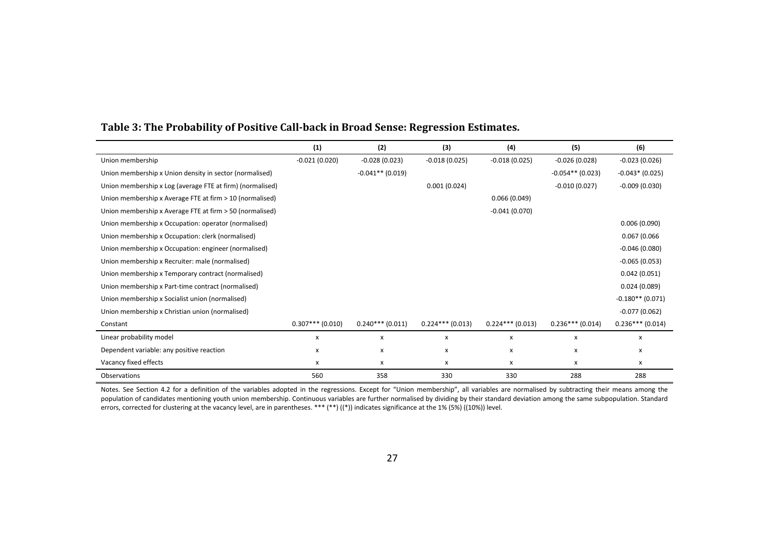## Table 3: The Probability of Positive Call-back in Broad Sense: Regression Estimates.

| | (1) | (2) | (3) | (4) | (5) | (6) |
|---|---|---|---|---|---|---|
| Union membership | -0.021 (0.020) | -0.028 (0.023) | -0.018 (0.025) | -0.018 (0.025) | -0.026 (0.028) | -0.023 (0.026) |
| Union membership x Union density in sector (normalised) | | -0.041** (0.019) | | | -0.054** (0.023) | -0.043* (0.025) |
| Union membership x Log (average FTE at firm) (normalised) | | | 0.001 (0.024) | | -0.010 (0.027) | -0.009 (0.030) |
| Union membership x Average FTE at firm > 10 (normalised) | | | | 0.066 (0.049) | | |
| Union membership x Average FTE at firm > 50 (normalised) | | | | -0.041 (0.070) | | |
| Union membership x Occupation: operator (normalised) | | | | | | 0.006 (0.090) |
| Union membership x Occupation: clerk (normalised) | | | | | | 0.067 (0.066 |
| Union membership x Occupation: engineer (normalised) | | | | | | -0.046 (0.080) |
| Union membership x Recruiter: male (normalised) | | | | | | -0.065 (0.053) |
| Union membership x Temporary contract (normalised) | | | | | | 0.042 (0.051) |
| Union membership x Part-time contract (normalised) | | | | | | 0.024 (0.089) |
| Union membership x Socialist union (normalised) | | | | | | -0.180** (0.071) |
| Union membership x Christian union (normalised) | | | | | | -0.077 (0.062) |
| Constant | 0.307*** (0.010) | 0.240*** (0.011) | 0.224*** (0.013) | 0.224*** (0.013) | 0.236*** (0.014) | 0.236*** (0.014) |
| Linear probability model | x | x | x | x | x | x |
| Dependent variable: any positive reaction | x | x | x | x | x | x |
| Vacancy fixed effects | x | x | x | x | x | x |
| Observations | 560 | 358 | 330 | 330 | 288 | 288 |

Notes. See Section 4.2 for a definition of the variables adopted in the regressions. Except for "Union membership", all variables are normalised by subtracting their means among the population of candidates mentioning youth union membership. Continuous variables are further normalised by dividing by their standard deviation among the same subpopulation. Standard errors, corrected for clustering at the vacancy level, are in parentheses. *** (**) ((*)) indicates significance at the 1% (5%) ((10%)) level.